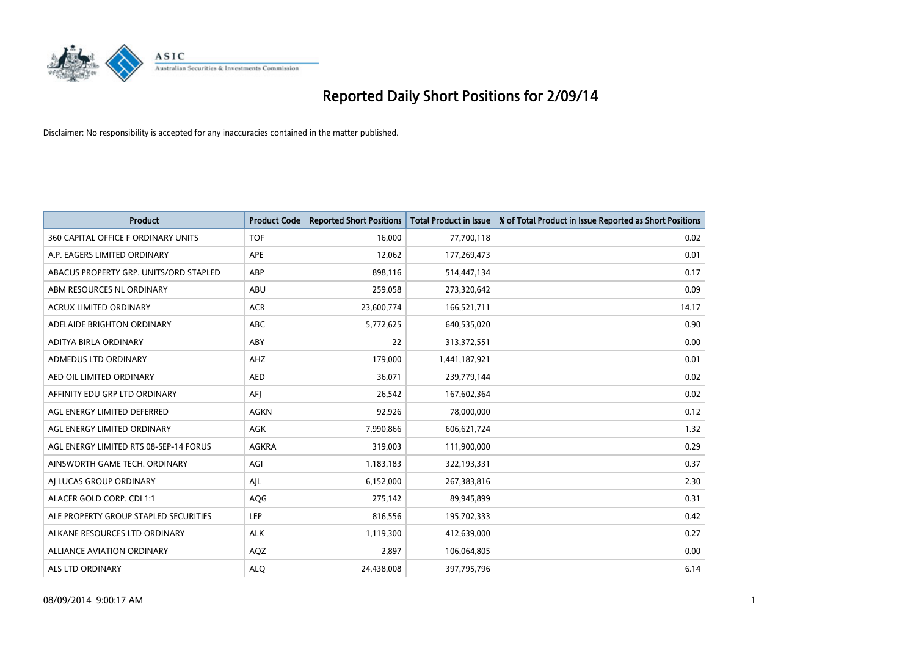# Reported Daily Short Positions for 2/09/14

Disclaimer: No responsibility is accepted for any inaccuracies contained in the matter published.

| Product | Product Code | Reported Short Positions | Total Product in Issue | % of Total Product in Issue Reported as Short Positions |
|---|---|---|---|---|
| 360 CAPITAL OFFICE F ORDINARY UNITS | TOF | 16,000 | 77,700,118 | 0.02 |
| A.P. EAGERS LIMITED ORDINARY | APE | 12,062 | 177,269,473 | 0.01 |
| ABACUS PROPERTY GRP. UNITS/ORD STAPLED | ABP | 898,116 | 514,447,134 | 0.17 |
| ABM RESOURCES NL ORDINARY | ABU | 259,058 | 273,320,642 | 0.09 |
| ACRUX LIMITED ORDINARY | ACR | 23,600,774 | 166,521,711 | 14.17 |
| ADELAIDE BRIGHTON ORDINARY | ABC | 5,772,625 | 640,535,020 | 0.90 |
| ADITYA BIRLA ORDINARY | ABY | 22 | 313,372,551 | 0.00 |
| ADMEDUS LTD ORDINARY | AHZ | 179,000 | 1,441,187,921 | 0.01 |
| AED OIL LIMITED ORDINARY | AED | 36,071 | 239,779,144 | 0.02 |
| AFFINITY EDU GRP LTD ORDINARY | AFJ | 26,542 | 167,602,364 | 0.02 |
| AGL ENERGY LIMITED DEFERRED | AGKN | 92,926 | 78,000,000 | 0.12 |
| AGL ENERGY LIMITED ORDINARY | AGK | 7,990,866 | 606,621,724 | 1.32 |
| AGL ENERGY LIMITED RTS 08-SEP-14 FORUS | AGKRA | 319,003 | 111,900,000 | 0.29 |
| AINSWORTH GAME TECH. ORDINARY | AGI | 1,183,183 | 322,193,331 | 0.37 |
| AJ LUCAS GROUP ORDINARY | AJL | 6,152,000 | 267,383,816 | 2.30 |
| ALACER GOLD CORP. CDI 1:1 | AQG | 275,142 | 89,945,899 | 0.31 |
| ALE PROPERTY GROUP STAPLED SECURITIES | LEP | 816,556 | 195,702,333 | 0.42 |
| ALKANE RESOURCES LTD ORDINARY | ALK | 1,119,300 | 412,639,000 | 0.27 |
| ALLIANCE AVIATION ORDINARY | AQZ | 2,897 | 106,064,805 | 0.00 |
| ALS LTD ORDINARY | ALQ | 24,438,008 | 397,795,796 | 6.14 |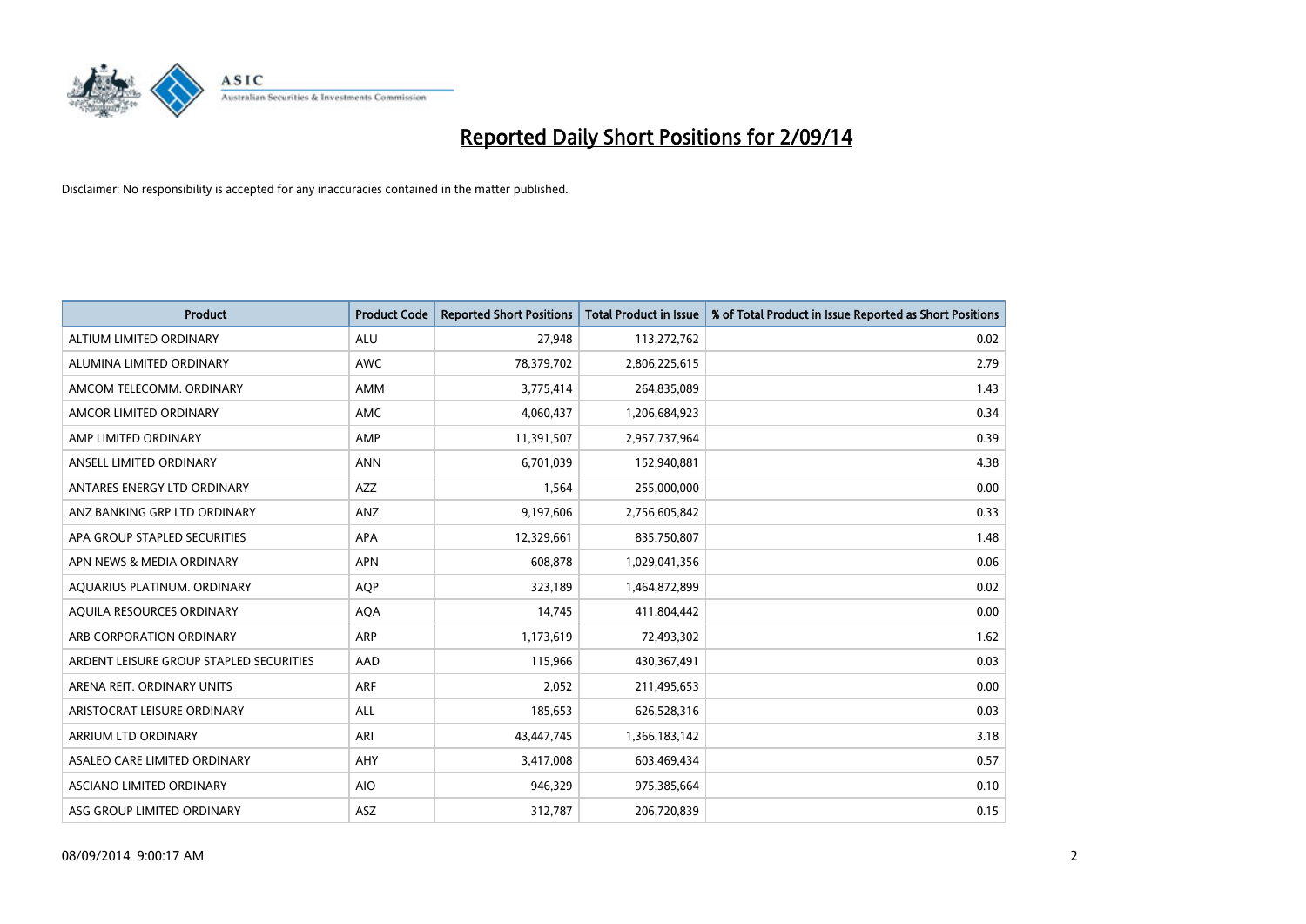# Reported Daily Short Positions for 2/09/14

Disclaimer: No responsibility is accepted for any inaccuracies contained in the matter published.

| Product | Product Code | Reported Short Positions | Total Product in Issue | % of Total Product in Issue Reported as Short Positions |
|---|---|---|---|---|
| ALTIUM LIMITED ORDINARY | ALU | 27,948 | 113,272,762 | 0.02 |
| ALUMINA LIMITED ORDINARY | AWC | 78,379,702 | 2,806,225,615 | 2.79 |
| AMCOM TELECOMM. ORDINARY | AMM | 3,775,414 | 264,835,089 | 1.43 |
| AMCOR LIMITED ORDINARY | AMC | 4,060,437 | 1,206,684,923 | 0.34 |
| AMP LIMITED ORDINARY | AMP | 11,391,507 | 2,957,737,964 | 0.39 |
| ANSELL LIMITED ORDINARY | ANN | 6,701,039 | 152,940,881 | 4.38 |
| ANTARES ENERGY LTD ORDINARY | AZZ | 1,564 | 255,000,000 | 0.00 |
| ANZ BANKING GRP LTD ORDINARY | ANZ | 9,197,606 | 2,756,605,842 | 0.33 |
| APA GROUP STAPLED SECURITIES | APA | 12,329,661 | 835,750,807 | 1.48 |
| APN NEWS & MEDIA ORDINARY | APN | 608,878 | 1,029,041,356 | 0.06 |
| AQUARIUS PLATINUM. ORDINARY | AQP | 323,189 | 1,464,872,899 | 0.02 |
| AQUILA RESOURCES ORDINARY | AQA | 14,745 | 411,804,442 | 0.00 |
| ARB CORPORATION ORDINARY | ARP | 1,173,619 | 72,493,302 | 1.62 |
| ARDENT LEISURE GROUP STAPLED SECURITIES | AAD | 115,966 | 430,367,491 | 0.03 |
| ARENA REIT. ORDINARY UNITS | ARF | 2,052 | 211,495,653 | 0.00 |
| ARISTOCRAT LEISURE ORDINARY | ALL | 185,653 | 626,528,316 | 0.03 |
| ARRIUM LTD ORDINARY | ARI | 43,447,745 | 1,366,183,142 | 3.18 |
| ASALEO CARE LIMITED ORDINARY | AHY | 3,417,008 | 603,469,434 | 0.57 |
| ASCIANO LIMITED ORDINARY | AIO | 946,329 | 975,385,664 | 0.10 |
| ASG GROUP LIMITED ORDINARY | ASZ | 312,787 | 206,720,839 | 0.15 |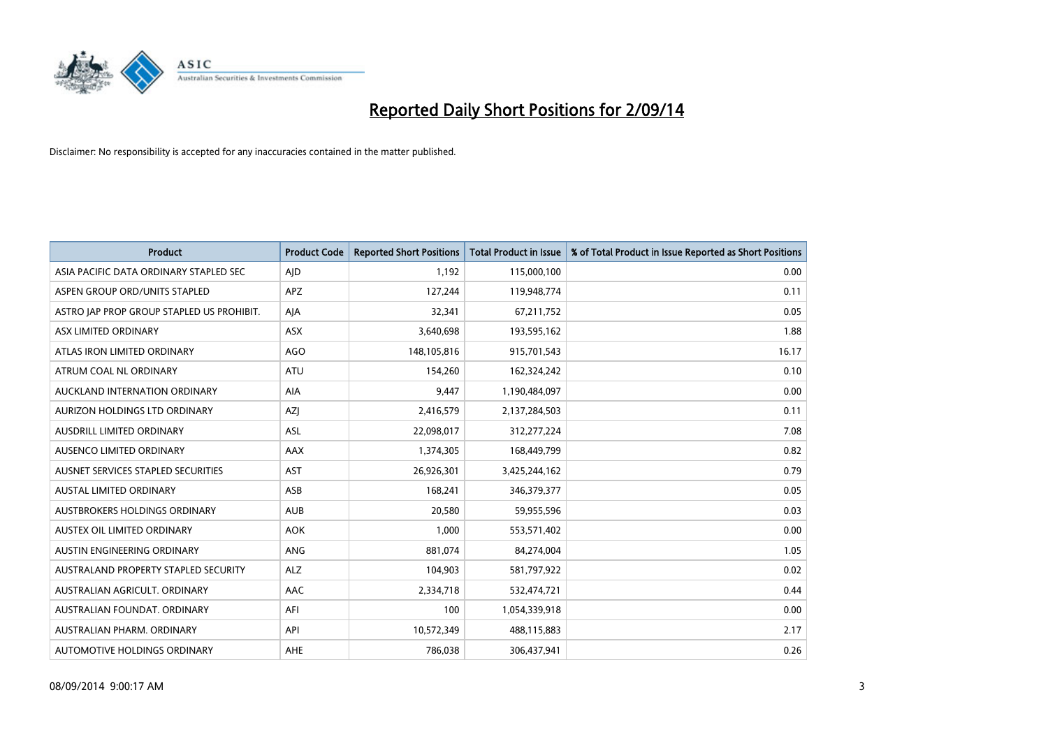# Reported Daily Short Positions for 2/09/14

Disclaimer: No responsibility is accepted for any inaccuracies contained in the matter published.

| Product | Product Code | Reported Short Positions | Total Product in Issue | % of Total Product in Issue Reported as Short Positions |
|---|---|---|---|---|
| ASIA PACIFIC DATA ORDINARY STAPLED SEC | AJD | 1,192 | 115,000,100 | 0.00 |
| ASPEN GROUP ORD/UNITS STAPLED | APZ | 127,244 | 119,948,774 | 0.11 |
| ASTRO JAP PROP GROUP STAPLED US PROHIBIT. | AJA | 32,341 | 67,211,752 | 0.05 |
| ASX LIMITED ORDINARY | ASX | 3,640,698 | 193,595,162 | 1.88 |
| ATLAS IRON LIMITED ORDINARY | AGO | 148,105,816 | 915,701,543 | 16.17 |
| ATRUM COAL NL ORDINARY | ATU | 154,260 | 162,324,242 | 0.10 |
| AUCKLAND INTERNATION ORDINARY | AIA | 9,447 | 1,190,484,097 | 0.00 |
| AURIZON HOLDINGS LTD ORDINARY | AZJ | 2,416,579 | 2,137,284,503 | 0.11 |
| AUSDRILL LIMITED ORDINARY | ASL | 22,098,017 | 312,277,224 | 7.08 |
| AUSENCO LIMITED ORDINARY | AAX | 1,374,305 | 168,449,799 | 0.82 |
| AUSNET SERVICES STAPLED SECURITIES | AST | 26,926,301 | 3,425,244,162 | 0.79 |
| AUSTAL LIMITED ORDINARY | ASB | 168,241 | 346,379,377 | 0.05 |
| AUSTBROKERS HOLDINGS ORDINARY | AUB | 20,580 | 59,955,596 | 0.03 |
| AUSTEX OIL LIMITED ORDINARY | AOK | 1,000 | 553,571,402 | 0.00 |
| AUSTIN ENGINEERING ORDINARY | ANG | 881,074 | 84,274,004 | 1.05 |
| AUSTRALAND PROPERTY STAPLED SECURITY | ALZ | 104,903 | 581,797,922 | 0.02 |
| AUSTRALIAN AGRICULT. ORDINARY | AAC | 2,334,718 | 532,474,721 | 0.44 |
| AUSTRALIAN FOUNDAT. ORDINARY | AFI | 100 | 1,054,339,918 | 0.00 |
| AUSTRALIAN PHARM. ORDINARY | API | 10,572,349 | 488,115,883 | 2.17 |
| AUTOMOTIVE HOLDINGS ORDINARY | AHE | 786,038 | 306,437,941 | 0.26 |

08/09/2014 9:00:17 AM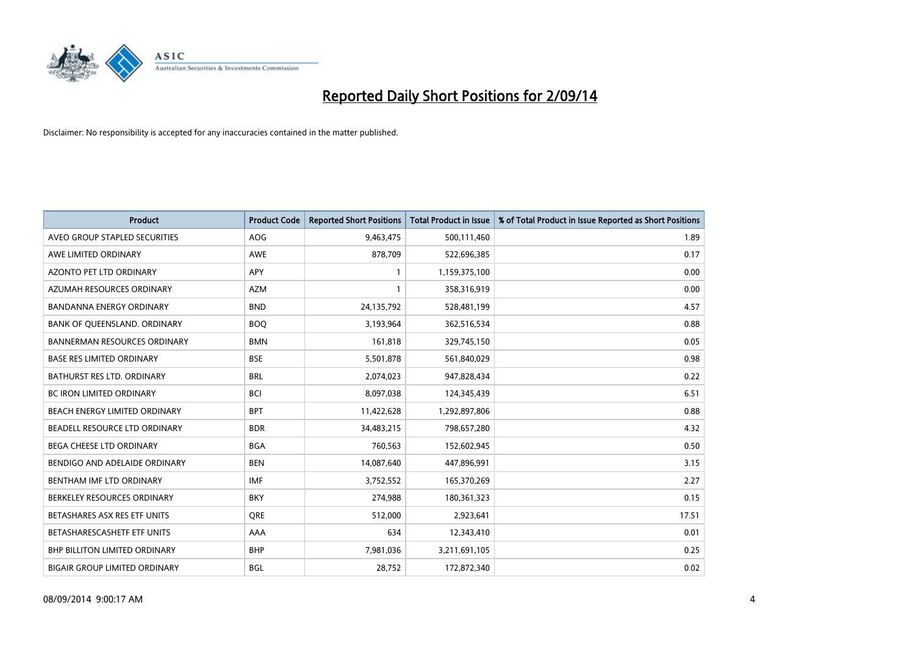# Reported Daily Short Positions for 2/09/14

Disclaimer: No responsibility is accepted for any inaccuracies contained in the matter published.

| Product | Product Code | Reported Short Positions | Total Product in Issue | % of Total Product in Issue Reported as Short Positions |
|---|---|---|---|---|
| AVEO GROUP STAPLED SECURITIES | AOG | 9,463,475 | 500,111,460 | 1.89 |
| AWE LIMITED ORDINARY | AWE | 878,709 | 522,696,385 | 0.17 |
| AZONTO PET LTD ORDINARY | APY | 1 | 1,159,375,100 | 0.00 |
| AZUMAH RESOURCES ORDINARY | AZM | 1 | 358,316,919 | 0.00 |
| BANDANNA ENERGY ORDINARY | BND | 24,135,792 | 528,481,199 | 4.57 |
| BANK OF QUEENSLAND. ORDINARY | BOQ | 3,193,964 | 362,516,534 | 0.88 |
| BANNERMAN RESOURCES ORDINARY | BMN | 161,818 | 329,745,150 | 0.05 |
| BASE RES LIMITED ORDINARY | BSE | 5,501,878 | 561,840,029 | 0.98 |
| BATHURST RES LTD. ORDINARY | BRL | 2,074,023 | 947,828,434 | 0.22 |
| BC IRON LIMITED ORDINARY | BCI | 8,097,038 | 124,345,439 | 6.51 |
| BEACH ENERGY LIMITED ORDINARY | BPT | 11,422,628 | 1,292,897,806 | 0.88 |
| BEADELL RESOURCE LTD ORDINARY | BDR | 34,483,215 | 798,657,280 | 4.32 |
| BEGA CHEESE LTD ORDINARY | BGA | 760,563 | 152,602,945 | 0.50 |
| BENDIGO AND ADELAIDE ORDINARY | BEN | 14,087,640 | 447,896,991 | 3.15 |
| BENTHAM IMF LTD ORDINARY | IMF | 3,752,552 | 165,370,269 | 2.27 |
| BERKELEY RESOURCES ORDINARY | BKY | 274,988 | 180,361,323 | 0.15 |
| BETASHARES ASX RES ETF UNITS | QRE | 512,000 | 2,923,641 | 17.51 |
| BETASHARESCASHETF ETF UNITS | AAA | 634 | 12,343,410 | 0.01 |
| BHP BILLITON LIMITED ORDINARY | BHP | 7,981,036 | 3,211,691,105 | 0.25 |
| BIGAIR GROUP LIMITED ORDINARY | BGL | 28,752 | 172,872,340 | 0.02 |

08/09/2014 9:00:17 AM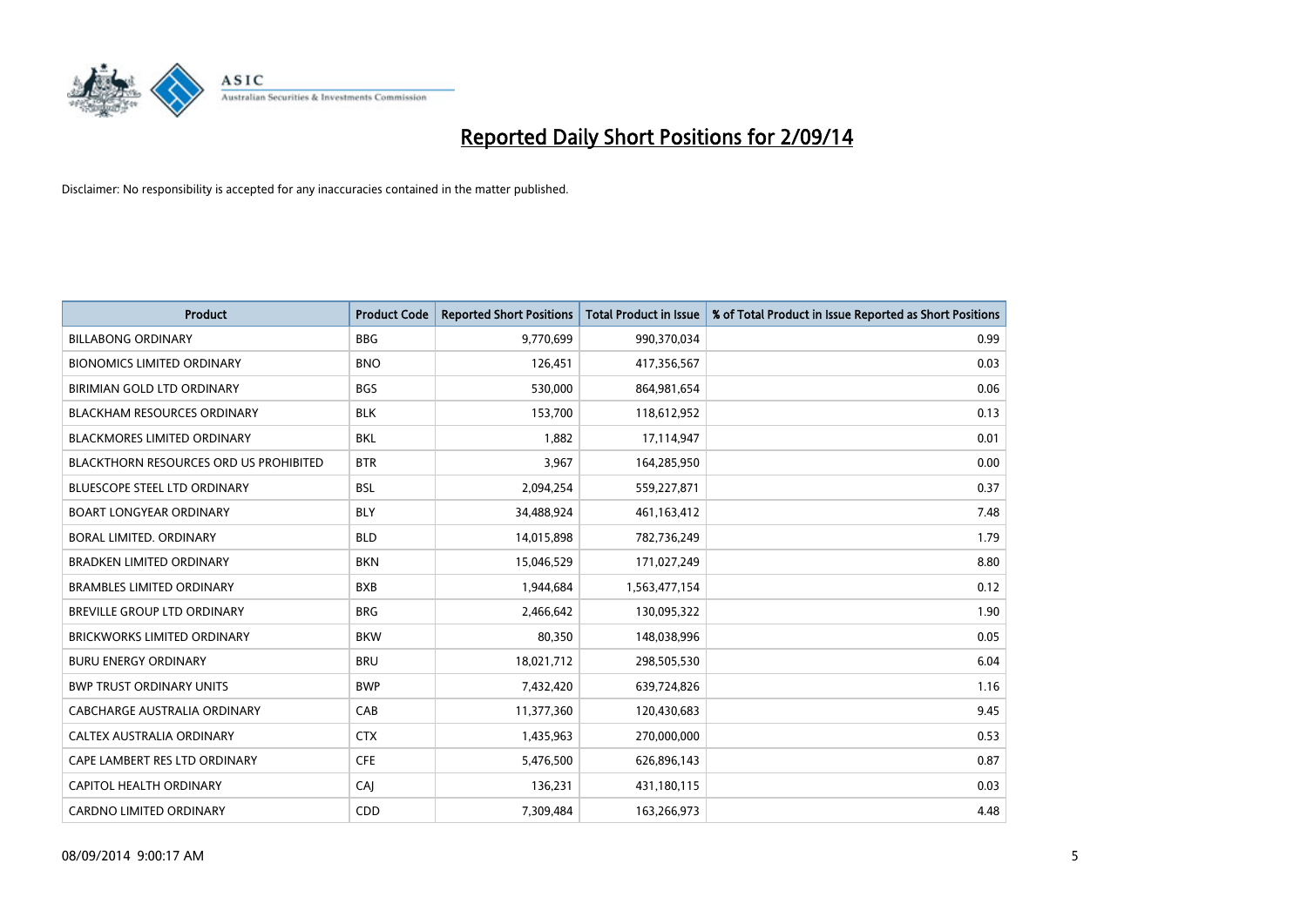# Reported Daily Short Positions for 2/09/14

Disclaimer: No responsibility is accepted for any inaccuracies contained in the matter published.

| Product | Product Code | Reported Short Positions | Total Product in Issue | % of Total Product in Issue Reported as Short Positions |
| --- | --- | --- | --- | --- |
| BILLABONG ORDINARY | BBG | 9,770,699 | 990,370,034 | 0.99 |
| BIONOMICS LIMITED ORDINARY | BNO | 126,451 | 417,356,567 | 0.03 |
| BIRIMIAN GOLD LTD ORDINARY | BGS | 530,000 | 864,981,654 | 0.06 |
| BLACKHAM RESOURCES ORDINARY | BLK | 153,700 | 118,612,952 | 0.13 |
| BLACKMORES LIMITED ORDINARY | BKL | 1,882 | 17,114,947 | 0.01 |
| BLACKTHORN RESOURCES ORD US PROHIBITED | BTR | 3,967 | 164,285,950 | 0.00 |
| BLUESCOPE STEEL LTD ORDINARY | BSL | 2,094,254 | 559,227,871 | 0.37 |
| BOART LONGYEAR ORDINARY | BLY | 34,488,924 | 461,163,412 | 7.48 |
| BORAL LIMITED. ORDINARY | BLD | 14,015,898 | 782,736,249 | 1.79 |
| BRADKEN LIMITED ORDINARY | BKN | 15,046,529 | 171,027,249 | 8.80 |
| BRAMBLES LIMITED ORDINARY | BXB | 1,944,684 | 1,563,477,154 | 0.12 |
| BREVILLE GROUP LTD ORDINARY | BRG | 2,466,642 | 130,095,322 | 1.90 |
| BRICKWORKS LIMITED ORDINARY | BKW | 80,350 | 148,038,996 | 0.05 |
| BURU ENERGY ORDINARY | BRU | 18,021,712 | 298,505,530 | 6.04 |
| BWP TRUST ORDINARY UNITS | BWP | 7,432,420 | 639,724,826 | 1.16 |
| CABCHARGE AUSTRALIA ORDINARY | CAB | 11,377,360 | 120,430,683 | 9.45 |
| CALTEX AUSTRALIA ORDINARY | CTX | 1,435,963 | 270,000,000 | 0.53 |
| CAPE LAMBERT RES LTD ORDINARY | CFE | 5,476,500 | 626,896,143 | 0.87 |
| CAPITOL HEALTH ORDINARY | CAJ | 136,231 | 431,180,115 | 0.03 |
| CARDNO LIMITED ORDINARY | CDD | 7,309,484 | 163,266,973 | 4.48 |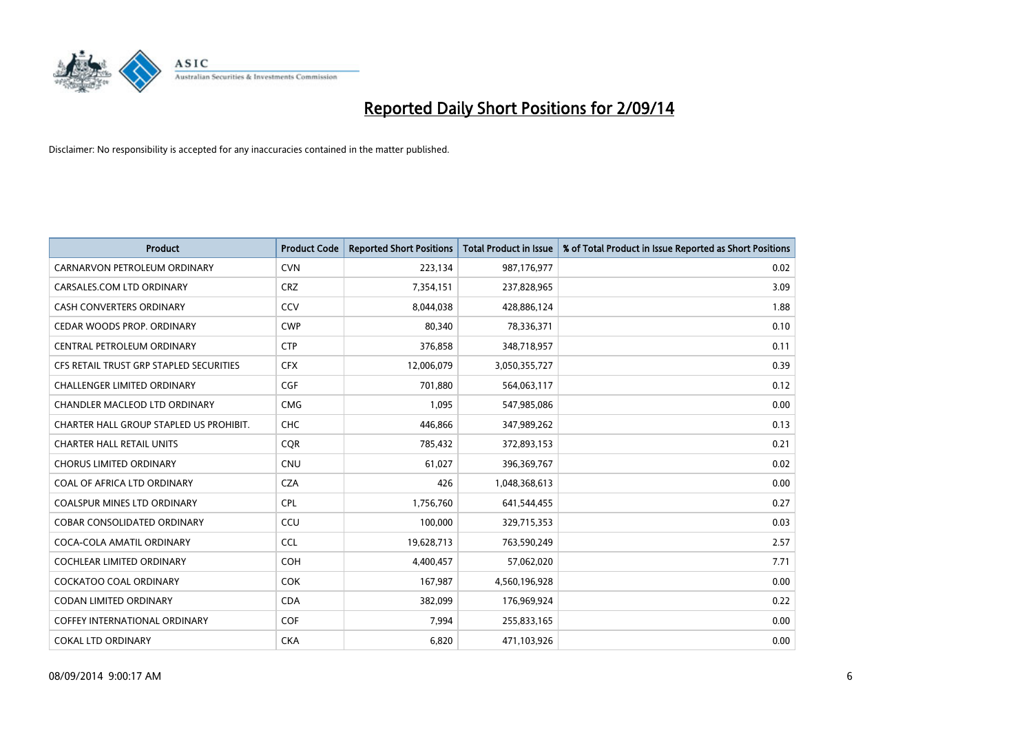# Reported Daily Short Positions for 2/09/14

Disclaimer: No responsibility is accepted for any inaccuracies contained in the matter published.

| Product | Product Code | Reported Short Positions | Total Product in Issue | % of Total Product in Issue Reported as Short Positions |
|---|---|---|---|---|
| CARNARVON PETROLEUM ORDINARY | CVN | 223,134 | 987,176,977 | 0.02 |
| CARSALES.COM LTD ORDINARY | CRZ | 7,354,151 | 237,828,965 | 3.09 |
| CASH CONVERTERS ORDINARY | CCV | 8,044,038 | 428,886,124 | 1.88 |
| CEDAR WOODS PROP. ORDINARY | CWP | 80,340 | 78,336,371 | 0.10 |
| CENTRAL PETROLEUM ORDINARY | CTP | 376,858 | 348,718,957 | 0.11 |
| CFS RETAIL TRUST GRP STAPLED SECURITIES | CFX | 12,006,079 | 3,050,355,727 | 0.39 |
| CHALLENGER LIMITED ORDINARY | CGF | 701,880 | 564,063,117 | 0.12 |
| CHANDLER MACLEOD LTD ORDINARY | CMG | 1,095 | 547,985,086 | 0.00 |
| CHARTER HALL GROUP STAPLED US PROHIBIT. | CHC | 446,866 | 347,989,262 | 0.13 |
| CHARTER HALL RETAIL UNITS | CQR | 785,432 | 372,893,153 | 0.21 |
| CHORUS LIMITED ORDINARY | CNU | 61,027 | 396,369,767 | 0.02 |
| COAL OF AFRICA LTD ORDINARY | CZA | 426 | 1,048,368,613 | 0.00 |
| COALSPUR MINES LTD ORDINARY | CPL | 1,756,760 | 641,544,455 | 0.27 |
| COBAR CONSOLIDATED ORDINARY | CCU | 100,000 | 329,715,353 | 0.03 |
| COCA-COLA AMATIL ORDINARY | CCL | 19,628,713 | 763,590,249 | 2.57 |
| COCHLEAR LIMITED ORDINARY | COH | 4,400,457 | 57,062,020 | 7.71 |
| COCKATOO COAL ORDINARY | COK | 167,987 | 4,560,196,928 | 0.00 |
| CODAN LIMITED ORDINARY | CDA | 382,099 | 176,969,924 | 0.22 |
| COFFEY INTERNATIONAL ORDINARY | COF | 7,994 | 255,833,165 | 0.00 |
| COKAL LTD ORDINARY | CKA | 6,820 | 471,103,926 | 0.00 |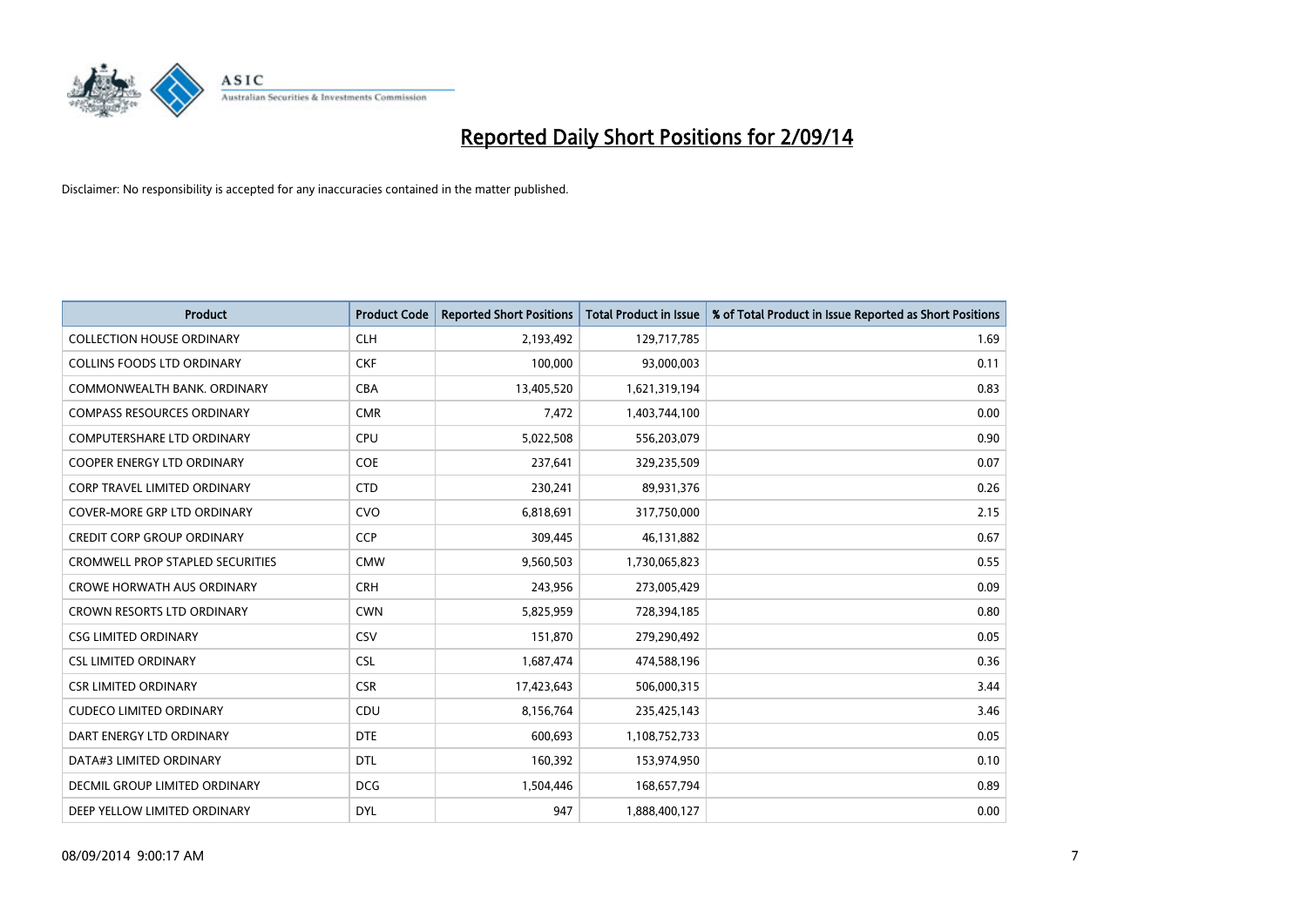# Reported Daily Short Positions for 2/09/14

Disclaimer: No responsibility is accepted for any inaccuracies contained in the matter published.

| Product | Product Code | Reported Short Positions | Total Product in Issue | % of Total Product in Issue Reported as Short Positions |
|---|---|---|---|---|
| COLLECTION HOUSE ORDINARY | CLH | 2,193,492 | 129,717,785 | 1.69 |
| COLLINS FOODS LTD ORDINARY | CKF | 100,000 | 93,000,003 | 0.11 |
| COMMONWEALTH BANK. ORDINARY | CBA | 13,405,520 | 1,621,319,194 | 0.83 |
| COMPASS RESOURCES ORDINARY | CMR | 7,472 | 1,403,744,100 | 0.00 |
| COMPUTERSHARE LTD ORDINARY | CPU | 5,022,508 | 556,203,079 | 0.90 |
| COOPER ENERGY LTD ORDINARY | COE | 237,641 | 329,235,509 | 0.07 |
| CORP TRAVEL LIMITED ORDINARY | CTD | 230,241 | 89,931,376 | 0.26 |
| COVER-MORE GRP LTD ORDINARY | CVO | 6,818,691 | 317,750,000 | 2.15 |
| CREDIT CORP GROUP ORDINARY | CCP | 309,445 | 46,131,882 | 0.67 |
| CROMWELL PROP STAPLED SECURITIES | CMW | 9,560,503 | 1,730,065,823 | 0.55 |
| CROWE HORWATH AUS ORDINARY | CRH | 243,956 | 273,005,429 | 0.09 |
| CROWN RESORTS LTD ORDINARY | CWN | 5,825,959 | 728,394,185 | 0.80 |
| CSG LIMITED ORDINARY | CSV | 151,870 | 279,290,492 | 0.05 |
| CSL LIMITED ORDINARY | CSL | 1,687,474 | 474,588,196 | 0.36 |
| CSR LIMITED ORDINARY | CSR | 17,423,643 | 506,000,315 | 3.44 |
| CUDECO LIMITED ORDINARY | CDU | 8,156,764 | 235,425,143 | 3.46 |
| DART ENERGY LTD ORDINARY | DTE | 600,693 | 1,108,752,733 | 0.05 |
| DATA#3 LIMITED ORDINARY | DTL | 160,392 | 153,974,950 | 0.10 |
| DECMIL GROUP LIMITED ORDINARY | DCG | 1,504,446 | 168,657,794 | 0.89 |
| DEEP YELLOW LIMITED ORDINARY | DYL | 947 | 1,888,400,127 | 0.00 |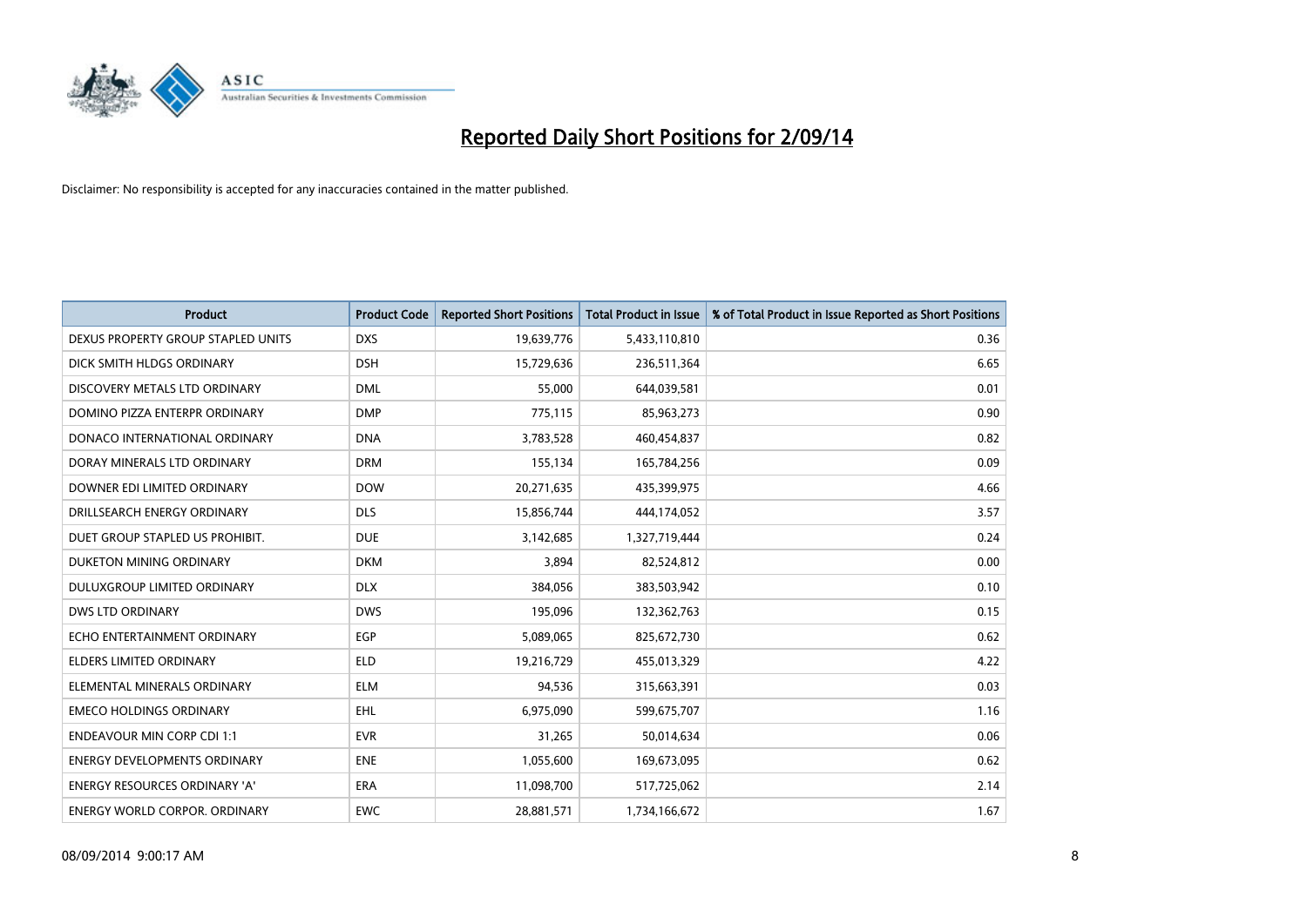# Reported Daily Short Positions for 2/09/14

Disclaimer: No responsibility is accepted for any inaccuracies contained in the matter published.

| Product | Product Code | Reported Short Positions | Total Product in Issue | % of Total Product in Issue Reported as Short Positions |
|---|---|---|---|---|
| DEXUS PROPERTY GROUP STAPLED UNITS | DXS | 19,639,776 | 5,433,110,810 | 0.36 |
| DICK SMITH HLDGS ORDINARY | DSH | 15,729,636 | 236,511,364 | 6.65 |
| DISCOVERY METALS LTD ORDINARY | DML | 55,000 | 644,039,581 | 0.01 |
| DOMINO PIZZA ENTERPR ORDINARY | DMP | 775,115 | 85,963,273 | 0.90 |
| DONACO INTERNATIONAL ORDINARY | DNA | 3,783,528 | 460,454,837 | 0.82 |
| DORAY MINERALS LTD ORDINARY | DRM | 155,134 | 165,784,256 | 0.09 |
| DOWNER EDI LIMITED ORDINARY | DOW | 20,271,635 | 435,399,975 | 4.66 |
| DRILLSEARCH ENERGY ORDINARY | DLS | 15,856,744 | 444,174,052 | 3.57 |
| DUET GROUP STAPLED US PROHIBIT. | DUE | 3,142,685 | 1,327,719,444 | 0.24 |
| DUKETON MINING ORDINARY | DKM | 3,894 | 82,524,812 | 0.00 |
| DULUXGROUP LIMITED ORDINARY | DLX | 384,056 | 383,503,942 | 0.10 |
| DWS LTD ORDINARY | DWS | 195,096 | 132,362,763 | 0.15 |
| ECHO ENTERTAINMENT ORDINARY | EGP | 5,089,065 | 825,672,730 | 0.62 |
| ELDERS LIMITED ORDINARY | ELD | 19,216,729 | 455,013,329 | 4.22 |
| ELEMENTAL MINERALS ORDINARY | ELM | 94,536 | 315,663,391 | 0.03 |
| EMECO HOLDINGS ORDINARY | EHL | 6,975,090 | 599,675,707 | 1.16 |
| ENDEAVOUR MIN CORP CDI 1:1 | EVR | 31,265 | 50,014,634 | 0.06 |
| ENERGY DEVELOPMENTS ORDINARY | ENE | 1,055,600 | 169,673,095 | 0.62 |
| ENERGY RESOURCES ORDINARY 'A' | ERA | 11,098,700 | 517,725,062 | 2.14 |
| ENERGY WORLD CORPOR. ORDINARY | EWC | 28,881,571 | 1,734,166,672 | 1.67 |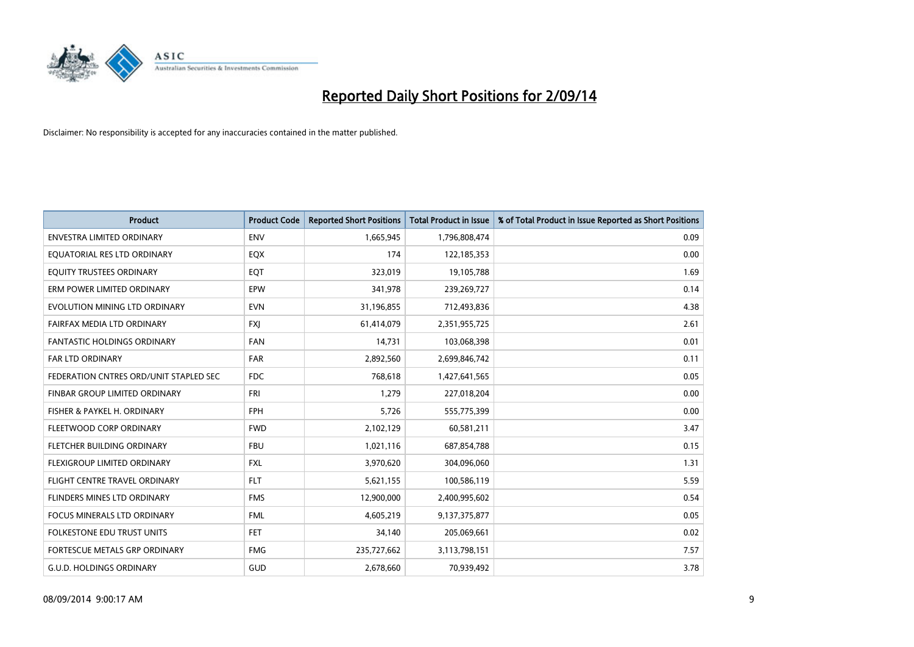# Reported Daily Short Positions for 2/09/14

Disclaimer: No responsibility is accepted for any inaccuracies contained in the matter published.

| Product | Product Code | Reported Short Positions | Total Product in Issue | % of Total Product in Issue Reported as Short Positions |
|---|---|---|---|---|
| ENVESTRA LIMITED ORDINARY | ENV | 1,665,945 | 1,796,808,474 | 0.09 |
| EQUATORIAL RES LTD ORDINARY | EQX | 174 | 122,185,353 | 0.00 |
| EQUITY TRUSTEES ORDINARY | EQT | 323,019 | 19,105,788 | 1.69 |
| ERM POWER LIMITED ORDINARY | EPW | 341,978 | 239,269,727 | 0.14 |
| EVOLUTION MINING LTD ORDINARY | EVN | 31,196,855 | 712,493,836 | 4.38 |
| FAIRFAX MEDIA LTD ORDINARY | FXJ | 61,414,079 | 2,351,955,725 | 2.61 |
| FANTASTIC HOLDINGS ORDINARY | FAN | 14,731 | 103,068,398 | 0.01 |
| FAR LTD ORDINARY | FAR | 2,892,560 | 2,699,846,742 | 0.11 |
| FEDERATION CNTRES ORD/UNIT STAPLED SEC | FDC | 768,618 | 1,427,641,565 | 0.05 |
| FINBAR GROUP LIMITED ORDINARY | FRI | 1,279 | 227,018,204 | 0.00 |
| FISHER & PAYKEL H. ORDINARY | FPH | 5,726 | 555,775,399 | 0.00 |
| FLEETWOOD CORP ORDINARY | FWD | 2,102,129 | 60,581,211 | 3.47 |
| FLETCHER BUILDING ORDINARY | FBU | 1,021,116 | 687,854,788 | 0.15 |
| FLEXIGROUP LIMITED ORDINARY | FXL | 3,970,620 | 304,096,060 | 1.31 |
| FLIGHT CENTRE TRAVEL ORDINARY | FLT | 5,621,155 | 100,586,119 | 5.59 |
| FLINDERS MINES LTD ORDINARY | FMS | 12,900,000 | 2,400,995,602 | 0.54 |
| FOCUS MINERALS LTD ORDINARY | FML | 4,605,219 | 9,137,375,877 | 0.05 |
| FOLKESTONE EDU TRUST UNITS | FET | 34,140 | 205,069,661 | 0.02 |
| FORTESCUE METALS GRP ORDINARY | FMG | 235,727,662 | 3,113,798,151 | 7.57 |
| G.U.D. HOLDINGS ORDINARY | GUD | 2,678,660 | 70,939,492 | 3.78 |

08/09/2014 9:00:17 AM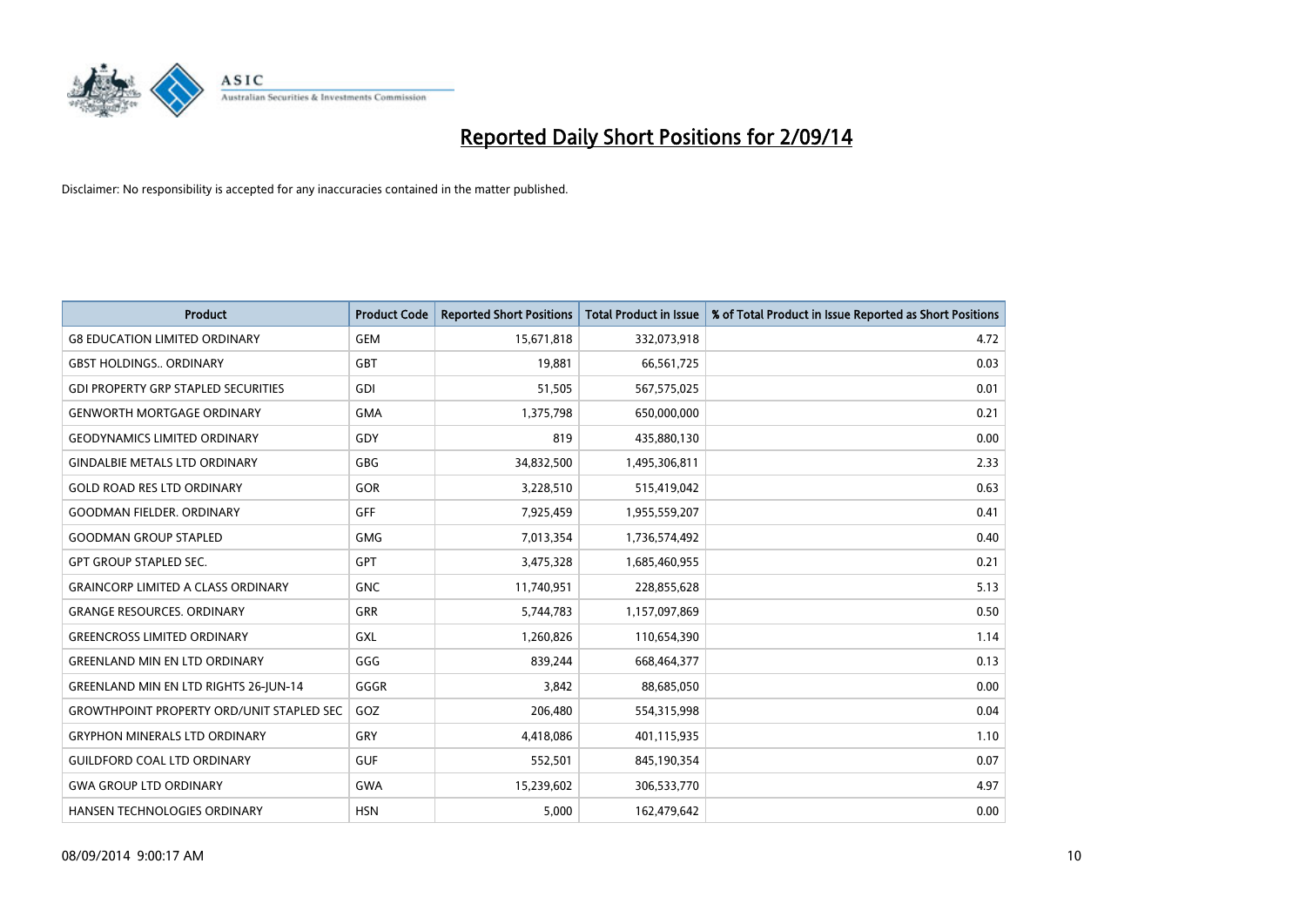# Reported Daily Short Positions for 2/09/14

Disclaimer: No responsibility is accepted for any inaccuracies contained in the matter published.

| Product | Product Code | Reported Short Positions | Total Product in Issue | % of Total Product in Issue Reported as Short Positions |
|---|---|---|---|---|
| G8 EDUCATION LIMITED ORDINARY | GEM | 15,671,818 | 332,073,918 | 4.72 |
| GBST HOLDINGS.. ORDINARY | GBT | 19,881 | 66,561,725 | 0.03 |
| GDI PROPERTY GRP STAPLED SECURITIES | GDI | 51,505 | 567,575,025 | 0.01 |
| GENWORTH MORTGAGE ORDINARY | GMA | 1,375,798 | 650,000,000 | 0.21 |
| GEODYNAMICS LIMITED ORDINARY | GDY | 819 | 435,880,130 | 0.00 |
| GINDALBIE METALS LTD ORDINARY | GBG | 34,832,500 | 1,495,306,811 | 2.33 |
| GOLD ROAD RES LTD ORDINARY | GOR | 3,228,510 | 515,419,042 | 0.63 |
| GOODMAN FIELDER. ORDINARY | GFF | 7,925,459 | 1,955,559,207 | 0.41 |
| GOODMAN GROUP STAPLED | GMG | 7,013,354 | 1,736,574,492 | 0.40 |
| GPT GROUP STAPLED SEC. | GPT | 3,475,328 | 1,685,460,955 | 0.21 |
| GRAINCORP LIMITED A CLASS ORDINARY | GNC | 11,740,951 | 228,855,628 | 5.13 |
| GRANGE RESOURCES. ORDINARY | GRR | 5,744,783 | 1,157,097,869 | 0.50 |
| GREENCROSS LIMITED ORDINARY | GXL | 1,260,826 | 110,654,390 | 1.14 |
| GREENLAND MIN EN LTD ORDINARY | GGG | 839,244 | 668,464,377 | 0.13 |
| GREENLAND MIN EN LTD RIGHTS 26-JUN-14 | GGGR | 3,842 | 88,685,050 | 0.00 |
| GROWTHPOINT PROPERTY ORD/UNIT STAPLED SEC | GOZ | 206,480 | 554,315,998 | 0.04 |
| GRYPHON MINERALS LTD ORDINARY | GRY | 4,418,086 | 401,115,935 | 1.10 |
| GUILDFORD COAL LTD ORDINARY | GUF | 552,501 | 845,190,354 | 0.07 |
| GWA GROUP LTD ORDINARY | GWA | 15,239,602 | 306,533,770 | 4.97 |
| HANSEN TECHNOLOGIES ORDINARY | HSN | 5,000 | 162,479,642 | 0.00 |

08/09/2014 9:00:17 AM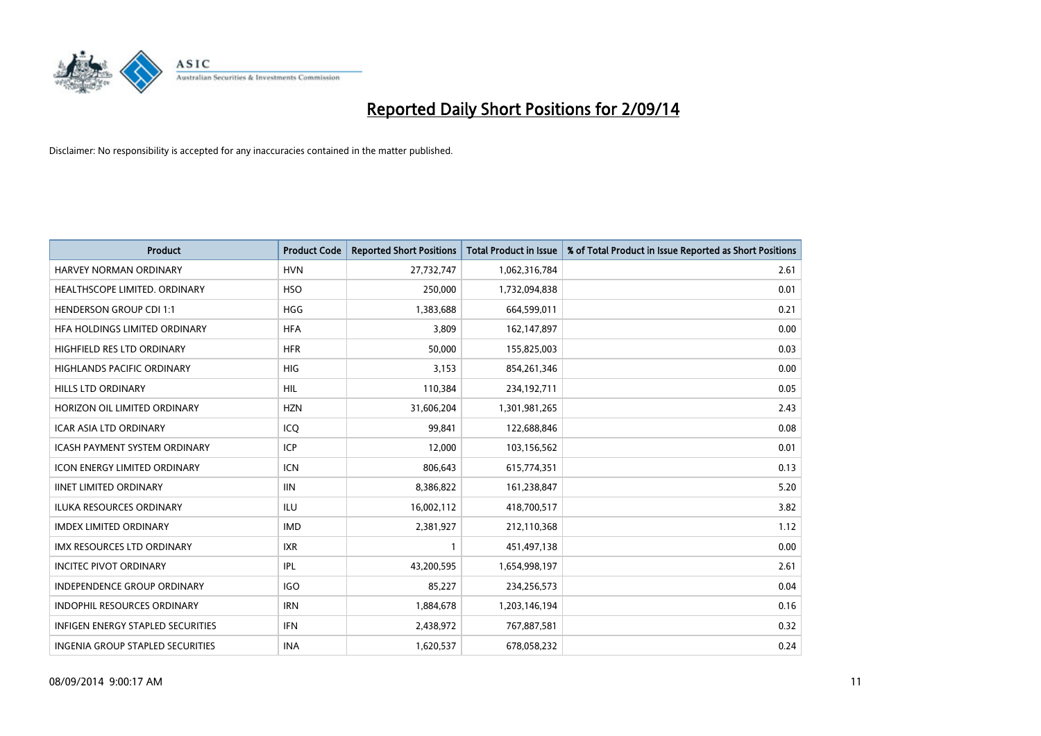# Reported Daily Short Positions for 2/09/14

Disclaimer: No responsibility is accepted for any inaccuracies contained in the matter published.

| Product | Product Code | Reported Short Positions | Total Product in Issue | % of Total Product in Issue Reported as Short Positions |
|---|---|---|---|---|
| HARVEY NORMAN ORDINARY | HVN | 27,732,747 | 1,062,316,784 | 2.61 |
| HEALTHSCOPE LIMITED. ORDINARY | HSO | 250,000 | 1,732,094,838 | 0.01 |
| HENDERSON GROUP CDI 1:1 | HGG | 1,383,688 | 664,599,011 | 0.21 |
| HFA HOLDINGS LIMITED ORDINARY | HFA | 3,809 | 162,147,897 | 0.00 |
| HIGHFIELD RES LTD ORDINARY | HFR | 50,000 | 155,825,003 | 0.03 |
| HIGHLANDS PACIFIC ORDINARY | HIG | 3,153 | 854,261,346 | 0.00 |
| HILLS LTD ORDINARY | HIL | 110,384 | 234,192,711 | 0.05 |
| HORIZON OIL LIMITED ORDINARY | HZN | 31,606,204 | 1,301,981,265 | 2.43 |
| ICAR ASIA LTD ORDINARY | ICQ | 99,841 | 122,688,846 | 0.08 |
| ICASH PAYMENT SYSTEM ORDINARY | ICP | 12,000 | 103,156,562 | 0.01 |
| ICON ENERGY LIMITED ORDINARY | ICN | 806,643 | 615,774,351 | 0.13 |
| IINET LIMITED ORDINARY | IIN | 8,386,822 | 161,238,847 | 5.20 |
| ILUKA RESOURCES ORDINARY | ILU | 16,002,112 | 418,700,517 | 3.82 |
| IMDEX LIMITED ORDINARY | IMD | 2,381,927 | 212,110,368 | 1.12 |
| IMX RESOURCES LTD ORDINARY | IXR | 1 | 451,497,138 | 0.00 |
| INCITEC PIVOT ORDINARY | IPL | 43,200,595 | 1,654,998,197 | 2.61 |
| INDEPENDENCE GROUP ORDINARY | IGO | 85,227 | 234,256,573 | 0.04 |
| INDOPHIL RESOURCES ORDINARY | IRN | 1,884,678 | 1,203,146,194 | 0.16 |
| INFIGEN ENERGY STAPLED SECURITIES | IFN | 2,438,972 | 767,887,581 | 0.32 |
| INGENIA GROUP STAPLED SECURITIES | INA | 1,620,537 | 678,058,232 | 0.24 |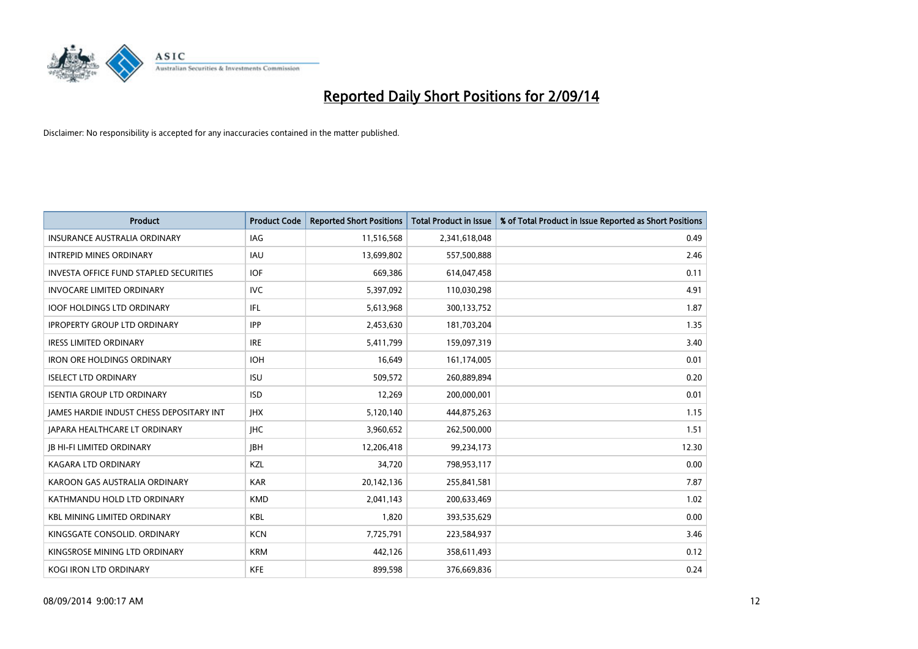# Reported Daily Short Positions for 2/09/14

Disclaimer: No responsibility is accepted for any inaccuracies contained in the matter published.

| Product | Product Code | Reported Short Positions | Total Product in Issue | % of Total Product in Issue Reported as Short Positions |
|---|---|---|---|---|
| INSURANCE AUSTRALIA ORDINARY | IAG | 11,516,568 | 2,341,618,048 | 0.49 |
| INTREPID MINES ORDINARY | IAU | 13,699,802 | 557,500,888 | 2.46 |
| INVESTA OFFICE FUND STAPLED SECURITIES | IOF | 669,386 | 614,047,458 | 0.11 |
| INVOCARE LIMITED ORDINARY | IVC | 5,397,092 | 110,030,298 | 4.91 |
| IOOF HOLDINGS LTD ORDINARY | IFL | 5,613,968 | 300,133,752 | 1.87 |
| IPROPERTY GROUP LTD ORDINARY | IPP | 2,453,630 | 181,703,204 | 1.35 |
| IRESS LIMITED ORDINARY | IRE | 5,411,799 | 159,097,319 | 3.40 |
| IRON ORE HOLDINGS ORDINARY | IOH | 16,649 | 161,174,005 | 0.01 |
| ISELECT LTD ORDINARY | ISU | 509,572 | 260,889,894 | 0.20 |
| ISENTIA GROUP LTD ORDINARY | ISD | 12,269 | 200,000,001 | 0.01 |
| JAMES HARDIE INDUST CHESS DEPOSITARY INT | JHX | 5,120,140 | 444,875,263 | 1.15 |
| JAPARA HEALTHCARE LT ORDINARY | JHC | 3,960,652 | 262,500,000 | 1.51 |
| JB HI-FI LIMITED ORDINARY | JBH | 12,206,418 | 99,234,173 | 12.30 |
| KAGARA LTD ORDINARY | KZL | 34,720 | 798,953,117 | 0.00 |
| KAROON GAS AUSTRALIA ORDINARY | KAR | 20,142,136 | 255,841,581 | 7.87 |
| KATHMANDU HOLD LTD ORDINARY | KMD | 2,041,143 | 200,633,469 | 1.02 |
| KBL MINING LIMITED ORDINARY | KBL | 1,820 | 393,535,629 | 0.00 |
| KINGSGATE CONSOLID. ORDINARY | KCN | 7,725,791 | 223,584,937 | 3.46 |
| KINGSROSE MINING LTD ORDINARY | KRM | 442,126 | 358,611,493 | 0.12 |
| KOGI IRON LTD ORDINARY | KFE | 899,598 | 376,669,836 | 0.24 |

08/09/2014 9:00:17 AM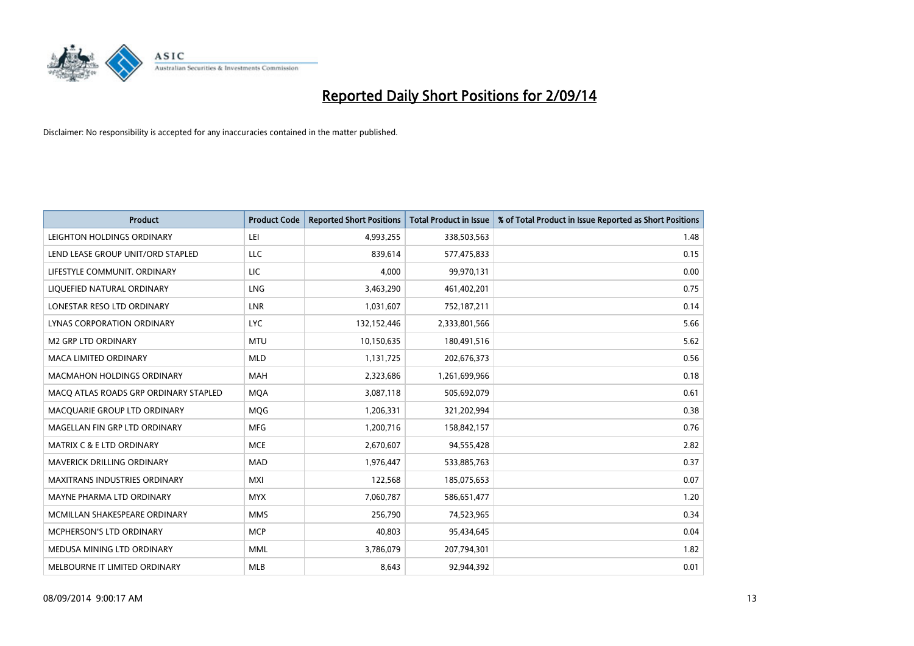# Reported Daily Short Positions for 2/09/14

Disclaimer: No responsibility is accepted for any inaccuracies contained in the matter published.

| Product | Product Code | Reported Short Positions | Total Product in Issue | % of Total Product in Issue Reported as Short Positions |
|---|---|---|---|---|
| LEIGHTON HOLDINGS ORDINARY | LEI | 4,993,255 | 338,503,563 | 1.48 |
| LEND LEASE GROUP UNIT/ORD STAPLED | LLC | 839,614 | 577,475,833 | 0.15 |
| LIFESTYLE COMMUNIT. ORDINARY | LIC | 4,000 | 99,970,131 | 0.00 |
| LIQUEFIED NATURAL ORDINARY | LNG | 3,463,290 | 461,402,201 | 0.75 |
| LONESTAR RESO LTD ORDINARY | LNR | 1,031,607 | 752,187,211 | 0.14 |
| LYNAS CORPORATION ORDINARY | LYC | 132,152,446 | 2,333,801,566 | 5.66 |
| M2 GRP LTD ORDINARY | MTU | 10,150,635 | 180,491,516 | 5.62 |
| MACA LIMITED ORDINARY | MLD | 1,131,725 | 202,676,373 | 0.56 |
| MACMAHON HOLDINGS ORDINARY | MAH | 2,323,686 | 1,261,699,966 | 0.18 |
| MACQ ATLAS ROADS GRP ORDINARY STAPLED | MQA | 3,087,118 | 505,692,079 | 0.61 |
| MACQUARIE GROUP LTD ORDINARY | MQG | 1,206,331 | 321,202,994 | 0.38 |
| MAGELLAN FIN GRP LTD ORDINARY | MFG | 1,200,716 | 158,842,157 | 0.76 |
| MATRIX C & E LTD ORDINARY | MCE | 2,670,607 | 94,555,428 | 2.82 |
| MAVERICK DRILLING ORDINARY | MAD | 1,976,447 | 533,885,763 | 0.37 |
| MAXITRANS INDUSTRIES ORDINARY | MXI | 122,568 | 185,075,653 | 0.07 |
| MAYNE PHARMA LTD ORDINARY | MYX | 7,060,787 | 586,651,477 | 1.20 |
| MCMILLAN SHAKESPEARE ORDINARY | MMS | 256,790 | 74,523,965 | 0.34 |
| MCPHERSON'S LTD ORDINARY | MCP | 40,803 | 95,434,645 | 0.04 |
| MEDUSA MINING LTD ORDINARY | MML | 3,786,079 | 207,794,301 | 1.82 |
| MELBOURNE IT LIMITED ORDINARY | MLB | 8,643 | 92,944,392 | 0.01 |

08/09/2014 9:00:17 AM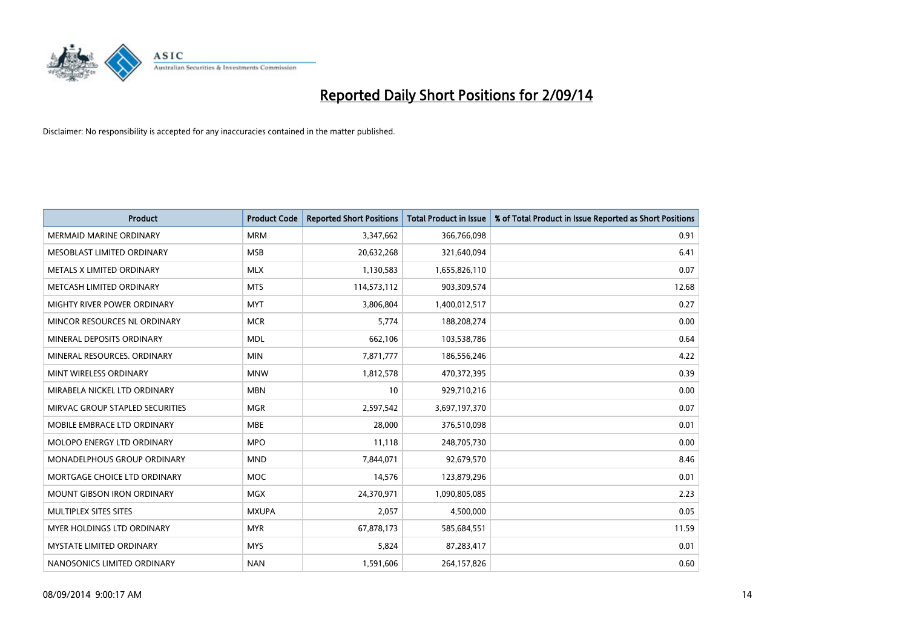# Reported Daily Short Positions for 2/09/14

Disclaimer: No responsibility is accepted for any inaccuracies contained in the matter published.

| Product | Product Code | Reported Short Positions | Total Product in Issue | % of Total Product in Issue Reported as Short Positions |
|---|---|---|---|---|
| MERMAID MARINE ORDINARY | MRM | 3,347,662 | 366,766,098 | 0.91 |
| MESOBLAST LIMITED ORDINARY | MSB | 20,632,268 | 321,640,094 | 6.41 |
| METALS X LIMITED ORDINARY | MLX | 1,130,583 | 1,655,826,110 | 0.07 |
| METCASH LIMITED ORDINARY | MTS | 114,573,112 | 903,309,574 | 12.68 |
| MIGHTY RIVER POWER ORDINARY | MYT | 3,806,804 | 1,400,012,517 | 0.27 |
| MINCOR RESOURCES NL ORDINARY | MCR | 5,774 | 188,208,274 | 0.00 |
| MINERAL DEPOSITS ORDINARY | MDL | 662,106 | 103,538,786 | 0.64 |
| MINERAL RESOURCES. ORDINARY | MIN | 7,871,777 | 186,556,246 | 4.22 |
| MINT WIRELESS ORDINARY | MNW | 1,812,578 | 470,372,395 | 0.39 |
| MIRABELA NICKEL LTD ORDINARY | MBN | 10 | 929,710,216 | 0.00 |
| MIRVAC GROUP STAPLED SECURITIES | MGR | 2,597,542 | 3,697,197,370 | 0.07 |
| MOBILE EMBRACE LTD ORDINARY | MBE | 28,000 | 376,510,098 | 0.01 |
| MOLOPO ENERGY LTD ORDINARY | MPO | 11,118 | 248,705,730 | 0.00 |
| MONADELPHOUS GROUP ORDINARY | MND | 7,844,071 | 92,679,570 | 8.46 |
| MORTGAGE CHOICE LTD ORDINARY | MOC | 14,576 | 123,879,296 | 0.01 |
| MOUNT GIBSON IRON ORDINARY | MGX | 24,370,971 | 1,090,805,085 | 2.23 |
| MULTIPLEX SITES SITES | MXUPA | 2,057 | 4,500,000 | 0.05 |
| MYER HOLDINGS LTD ORDINARY | MYR | 67,878,173 | 585,684,551 | 11.59 |
| MYSTATE LIMITED ORDINARY | MYS | 5,824 | 87,283,417 | 0.01 |
| NANOSONICS LIMITED ORDINARY | NAN | 1,591,606 | 264,157,826 | 0.60 |

08/09/2014 9:00:17 AM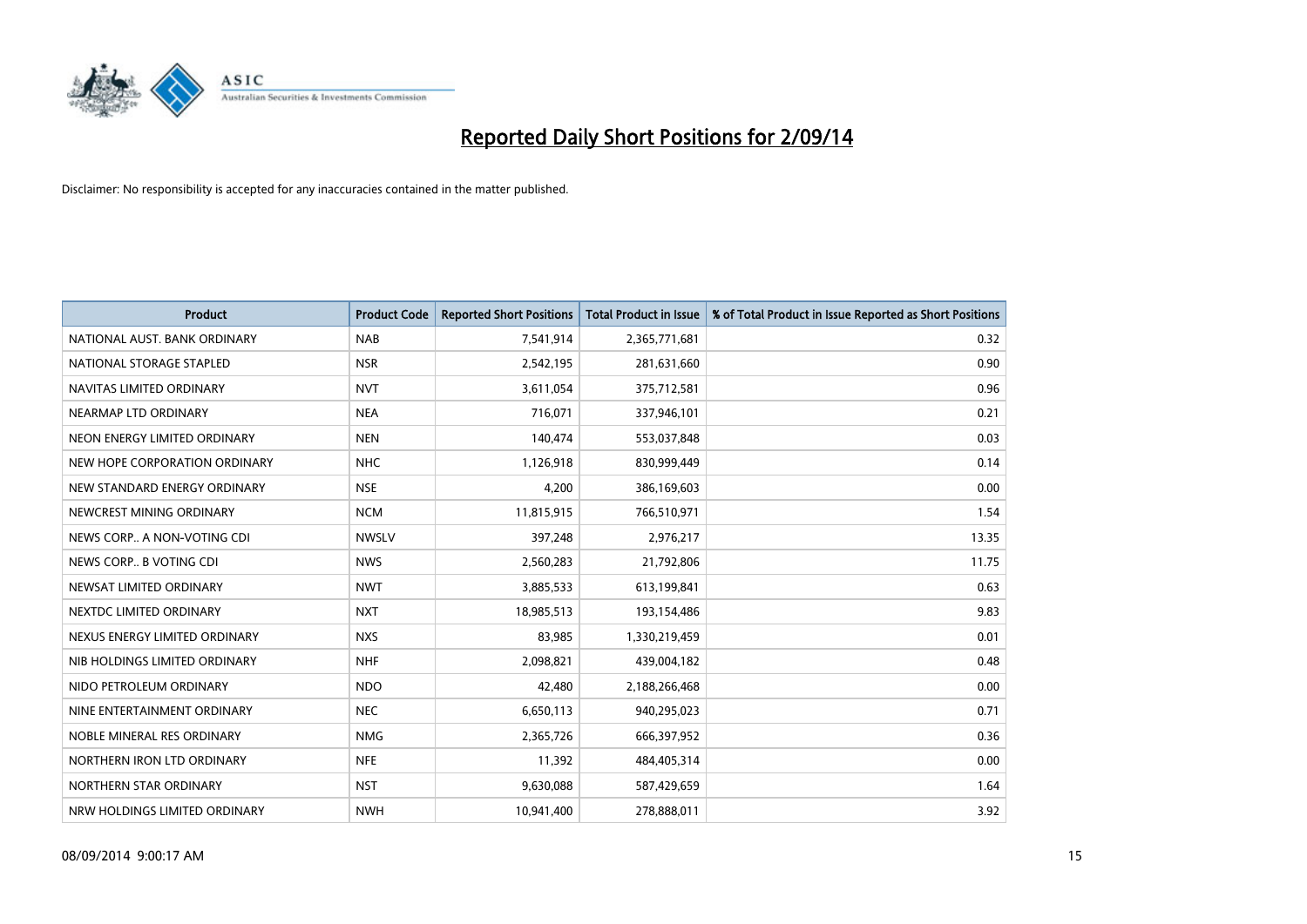# Reported Daily Short Positions for 2/09/14

Disclaimer: No responsibility is accepted for any inaccuracies contained in the matter published.

| Product | Product Code | Reported Short Positions | Total Product in Issue | % of Total Product in Issue Reported as Short Positions |
|---|---|---|---|---|
| NATIONAL AUST. BANK ORDINARY | NAB | 7,541,914 | 2,365,771,681 | 0.32 |
| NATIONAL STORAGE STAPLED | NSR | 2,542,195 | 281,631,660 | 0.90 |
| NAVITAS LIMITED ORDINARY | NVT | 3,611,054 | 375,712,581 | 0.96 |
| NEARMAP LTD ORDINARY | NEA | 716,071 | 337,946,101 | 0.21 |
| NEON ENERGY LIMITED ORDINARY | NEN | 140,474 | 553,037,848 | 0.03 |
| NEW HOPE CORPORATION ORDINARY | NHC | 1,126,918 | 830,999,449 | 0.14 |
| NEW STANDARD ENERGY ORDINARY | NSE | 4,200 | 386,169,603 | 0.00 |
| NEWCREST MINING ORDINARY | NCM | 11,815,915 | 766,510,971 | 1.54 |
| NEWS CORP.. A NON-VOTING CDI | NWSLV | 397,248 | 2,976,217 | 13.35 |
| NEWS CORP.. B VOTING CDI | NWS | 2,560,283 | 21,792,806 | 11.75 |
| NEWSAT LIMITED ORDINARY | NWT | 3,885,533 | 613,199,841 | 0.63 |
| NEXTDC LIMITED ORDINARY | NXT | 18,985,513 | 193,154,486 | 9.83 |
| NEXUS ENERGY LIMITED ORDINARY | NXS | 83,985 | 1,330,219,459 | 0.01 |
| NIB HOLDINGS LIMITED ORDINARY | NHF | 2,098,821 | 439,004,182 | 0.48 |
| NIDO PETROLEUM ORDINARY | NDO | 42,480 | 2,188,266,468 | 0.00 |
| NINE ENTERTAINMENT ORDINARY | NEC | 6,650,113 | 940,295,023 | 0.71 |
| NOBLE MINERAL RES ORDINARY | NMG | 2,365,726 | 666,397,952 | 0.36 |
| NORTHERN IRON LTD ORDINARY | NFE | 11,392 | 484,405,314 | 0.00 |
| NORTHERN STAR ORDINARY | NST | 9,630,088 | 587,429,659 | 1.64 |
| NRW HOLDINGS LIMITED ORDINARY | NWH | 10,941,400 | 278,888,011 | 3.92 |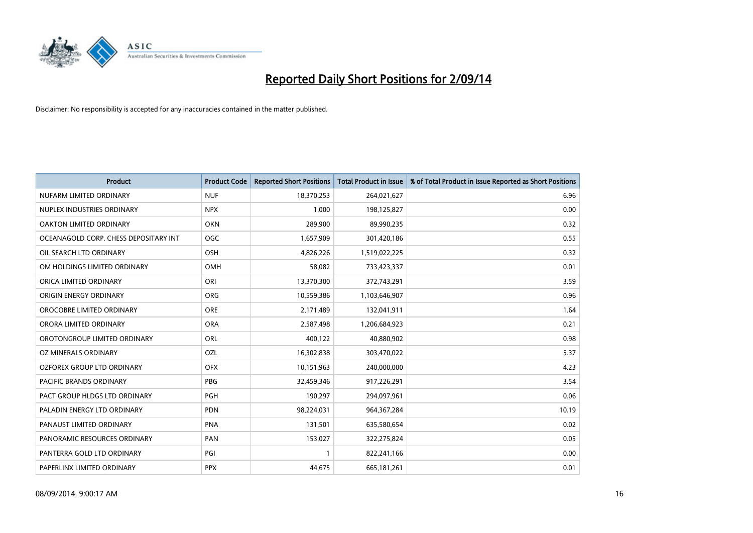# Reported Daily Short Positions for 2/09/14

Disclaimer: No responsibility is accepted for any inaccuracies contained in the matter published.

| Product | Product Code | Reported Short Positions | Total Product in Issue | % of Total Product in Issue Reported as Short Positions |
|---|---|---|---|---|
| NUFARM LIMITED ORDINARY | NUF | 18,370,253 | 264,021,627 | 6.96 |
| NUPLEX INDUSTRIES ORDINARY | NPX | 1,000 | 198,125,827 | 0.00 |
| OAKTON LIMITED ORDINARY | OKN | 289,900 | 89,990,235 | 0.32 |
| OCEANAGOLD CORP. CHESS DEPOSITARY INT | OGC | 1,657,909 | 301,420,186 | 0.55 |
| OIL SEARCH LTD ORDINARY | OSH | 4,826,226 | 1,519,022,225 | 0.32 |
| OM HOLDINGS LIMITED ORDINARY | OMH | 58,082 | 733,423,337 | 0.01 |
| ORICA LIMITED ORDINARY | ORI | 13,370,300 | 372,743,291 | 3.59 |
| ORIGIN ENERGY ORDINARY | ORG | 10,559,386 | 1,103,646,907 | 0.96 |
| OROCOBRE LIMITED ORDINARY | ORE | 2,171,489 | 132,041,911 | 1.64 |
| ORORA LIMITED ORDINARY | ORA | 2,587,498 | 1,206,684,923 | 0.21 |
| OROTONGROUP LIMITED ORDINARY | ORL | 400,122 | 40,880,902 | 0.98 |
| OZ MINERALS ORDINARY | OZL | 16,302,838 | 303,470,022 | 5.37 |
| OZFOREX GROUP LTD ORDINARY | OFX | 10,151,963 | 240,000,000 | 4.23 |
| PACIFIC BRANDS ORDINARY | PBG | 32,459,346 | 917,226,291 | 3.54 |
| PACT GROUP HLDGS LTD ORDINARY | PGH | 190,297 | 294,097,961 | 0.06 |
| PALADIN ENERGY LTD ORDINARY | PDN | 98,224,031 | 964,367,284 | 10.19 |
| PANAUST LIMITED ORDINARY | PNA | 131,501 | 635,580,654 | 0.02 |
| PANORAMIC RESOURCES ORDINARY | PAN | 153,027 | 322,275,824 | 0.05 |
| PANTERRA GOLD LTD ORDINARY | PGI | 1 | 822,241,166 | 0.00 |
| PAPERLINX LIMITED ORDINARY | PPX | 44,675 | 665,181,261 | 0.01 |

08/09/2014 9:00:17 AM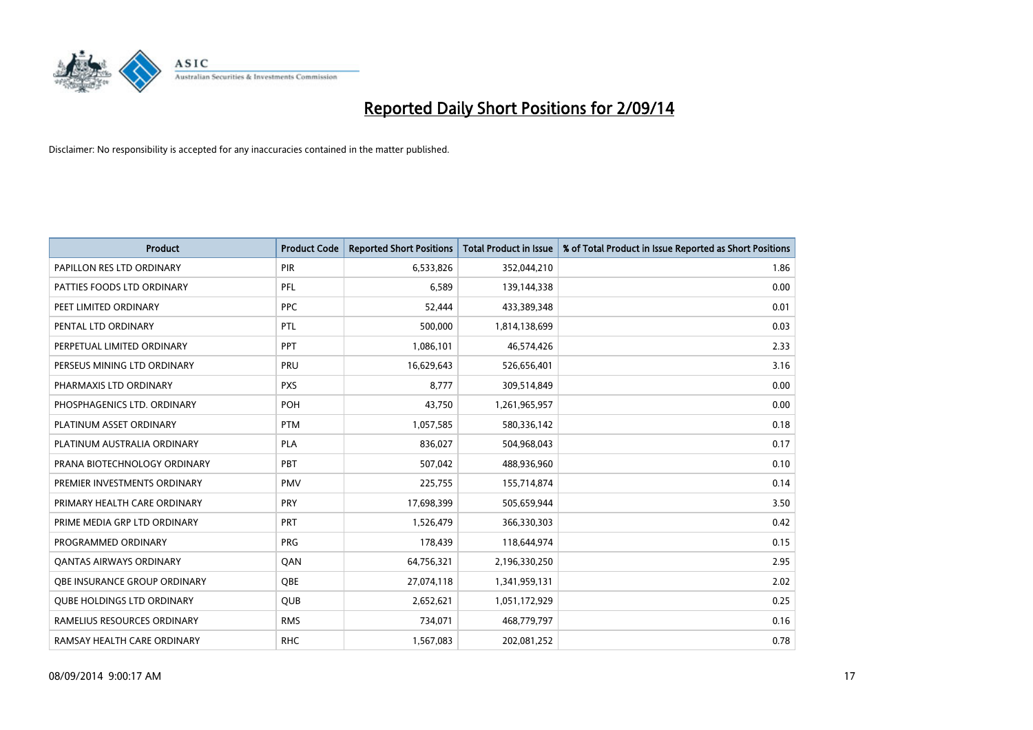# Reported Daily Short Positions for 2/09/14

Disclaimer: No responsibility is accepted for any inaccuracies contained in the matter published.

| Product | Product Code | Reported Short Positions | Total Product in Issue | % of Total Product in Issue Reported as Short Positions |
|---|---|---|---|---|
| PAPILLON RES LTD ORDINARY | PIR | 6,533,826 | 352,044,210 | 1.86 |
| PATTIES FOODS LTD ORDINARY | PFL | 6,589 | 139,144,338 | 0.00 |
| PEET LIMITED ORDINARY | PPC | 52,444 | 433,389,348 | 0.01 |
| PENTAL LTD ORDINARY | PTL | 500,000 | 1,814,138,699 | 0.03 |
| PERPETUAL LIMITED ORDINARY | PPT | 1,086,101 | 46,574,426 | 2.33 |
| PERSEUS MINING LTD ORDINARY | PRU | 16,629,643 | 526,656,401 | 3.16 |
| PHARMAXIS LTD ORDINARY | PXS | 8,777 | 309,514,849 | 0.00 |
| PHOSPHAGENICS LTD. ORDINARY | POH | 43,750 | 1,261,965,957 | 0.00 |
| PLATINUM ASSET ORDINARY | PTM | 1,057,585 | 580,336,142 | 0.18 |
| PLATINUM AUSTRALIA ORDINARY | PLA | 836,027 | 504,968,043 | 0.17 |
| PRANA BIOTECHNOLOGY ORDINARY | PBT | 507,042 | 488,936,960 | 0.10 |
| PREMIER INVESTMENTS ORDINARY | PMV | 225,755 | 155,714,874 | 0.14 |
| PRIMARY HEALTH CARE ORDINARY | PRY | 17,698,399 | 505,659,944 | 3.50 |
| PRIME MEDIA GRP LTD ORDINARY | PRT | 1,526,479 | 366,330,303 | 0.42 |
| PROGRAMMED ORDINARY | PRG | 178,439 | 118,644,974 | 0.15 |
| QANTAS AIRWAYS ORDINARY | QAN | 64,756,321 | 2,196,330,250 | 2.95 |
| QBE INSURANCE GROUP ORDINARY | QBE | 27,074,118 | 1,341,959,131 | 2.02 |
| QUBE HOLDINGS LTD ORDINARY | QUB | 2,652,621 | 1,051,172,929 | 0.25 |
| RAMELIUS RESOURCES ORDINARY | RMS | 734,071 | 468,779,797 | 0.16 |
| RAMSAY HEALTH CARE ORDINARY | RHC | 1,567,083 | 202,081,252 | 0.78 |

08/09/2014 9:00:17 AM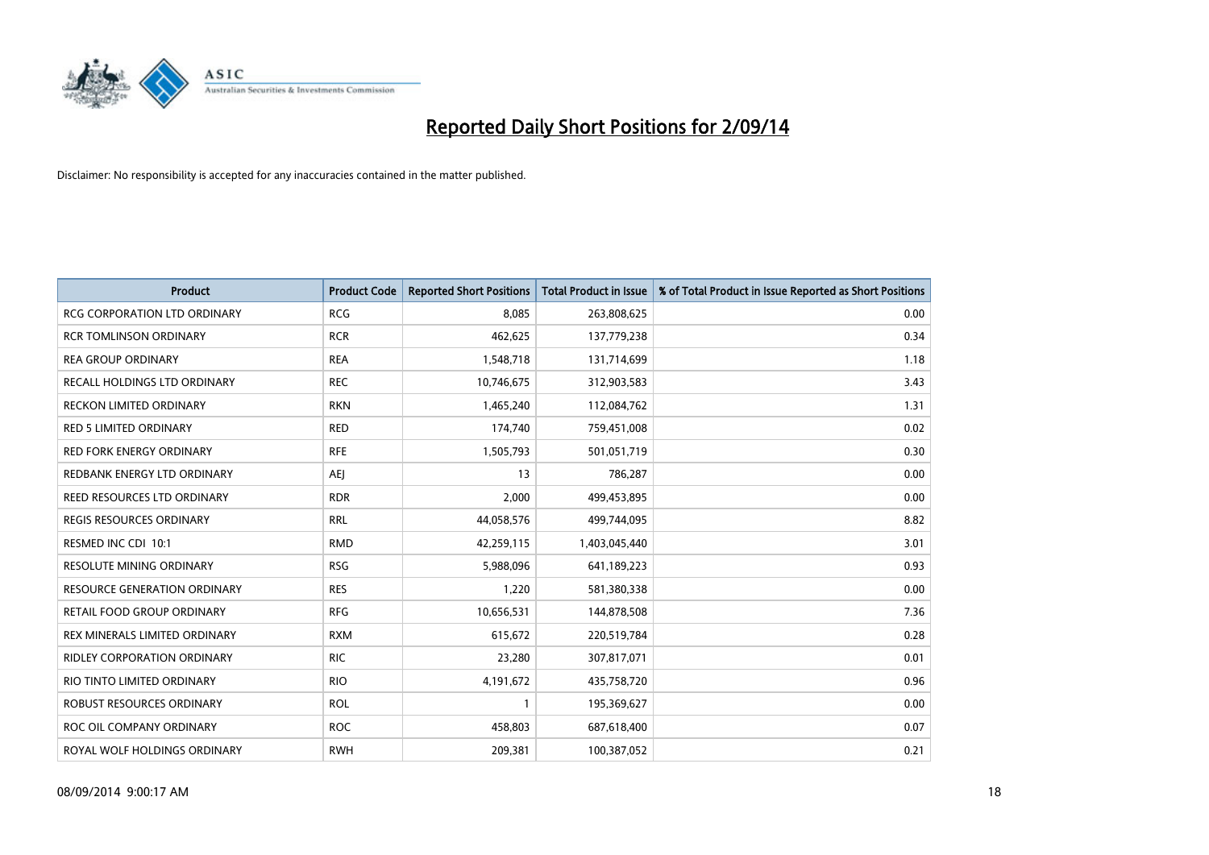# Reported Daily Short Positions for 2/09/14

Disclaimer: No responsibility is accepted for any inaccuracies contained in the matter published.

| Product | Product Code | Reported Short Positions | Total Product in Issue | % of Total Product in Issue Reported as Short Positions |
|---|---|---|---|---|
| RCG CORPORATION LTD ORDINARY | RCG | 8,085 | 263,808,625 | 0.00 |
| RCR TOMLINSON ORDINARY | RCR | 462,625 | 137,779,238 | 0.34 |
| REA GROUP ORDINARY | REA | 1,548,718 | 131,714,699 | 1.18 |
| RECALL HOLDINGS LTD ORDINARY | REC | 10,746,675 | 312,903,583 | 3.43 |
| RECKON LIMITED ORDINARY | RKN | 1,465,240 | 112,084,762 | 1.31 |
| RED 5 LIMITED ORDINARY | RED | 174,740 | 759,451,008 | 0.02 |
| RED FORK ENERGY ORDINARY | RFE | 1,505,793 | 501,051,719 | 0.30 |
| REDBANK ENERGY LTD ORDINARY | AEJ | 13 | 786,287 | 0.00 |
| REED RESOURCES LTD ORDINARY | RDR | 2,000 | 499,453,895 | 0.00 |
| REGIS RESOURCES ORDINARY | RRL | 44,058,576 | 499,744,095 | 8.82 |
| RESMED INC CDI 10:1 | RMD | 42,259,115 | 1,403,045,440 | 3.01 |
| RESOLUTE MINING ORDINARY | RSG | 5,988,096 | 641,189,223 | 0.93 |
| RESOURCE GENERATION ORDINARY | RES | 1,220 | 581,380,338 | 0.00 |
| RETAIL FOOD GROUP ORDINARY | RFG | 10,656,531 | 144,878,508 | 7.36 |
| REX MINERALS LIMITED ORDINARY | RXM | 615,672 | 220,519,784 | 0.28 |
| RIDLEY CORPORATION ORDINARY | RIC | 23,280 | 307,817,071 | 0.01 |
| RIO TINTO LIMITED ORDINARY | RIO | 4,191,672 | 435,758,720 | 0.96 |
| ROBUST RESOURCES ORDINARY | ROL | 1 | 195,369,627 | 0.00 |
| ROC OIL COMPANY ORDINARY | ROC | 458,803 | 687,618,400 | 0.07 |
| ROYAL WOLF HOLDINGS ORDINARY | RWH | 209,381 | 100,387,052 | 0.21 |

08/09/2014 9:00:17 AM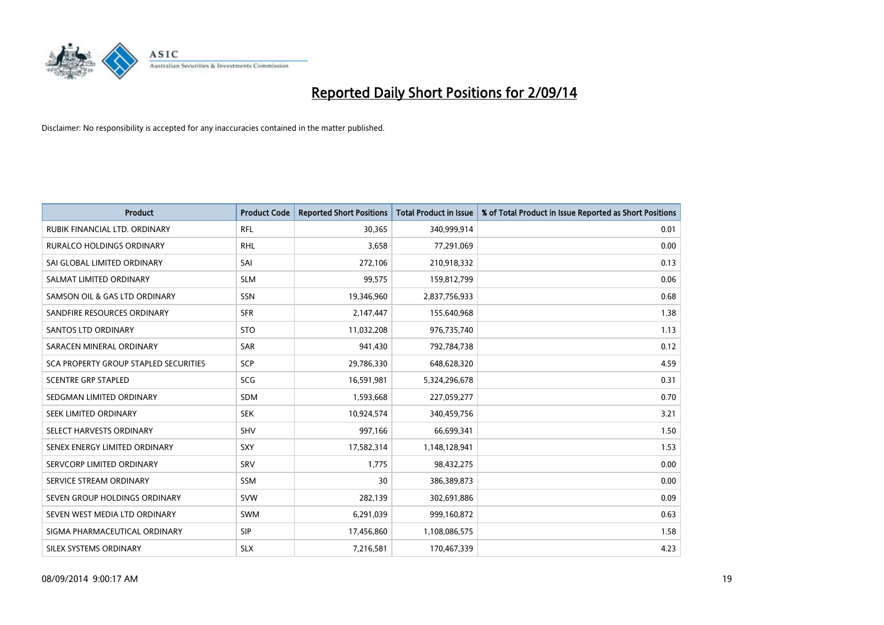# Reported Daily Short Positions for 2/09/14

Disclaimer: No responsibility is accepted for any inaccuracies contained in the matter published.

| Product | Product Code | Reported Short Positions | Total Product in Issue | % of Total Product in Issue Reported as Short Positions |
|---|---|---|---|---|
| RUBIK FINANCIAL LTD. ORDINARY | RFL | 30,365 | 340,999,914 | 0.01 |
| RURALCO HOLDINGS ORDINARY | RHL | 3,658 | 77,291,069 | 0.00 |
| SAI GLOBAL LIMITED ORDINARY | SAI | 272,106 | 210,918,332 | 0.13 |
| SALMAT LIMITED ORDINARY | SLM | 99,575 | 159,812,799 | 0.06 |
| SAMSON OIL & GAS LTD ORDINARY | SSN | 19,346,960 | 2,837,756,933 | 0.68 |
| SANDFIRE RESOURCES ORDINARY | SFR | 2,147,447 | 155,640,968 | 1.38 |
| SANTOS LTD ORDINARY | STO | 11,032,208 | 976,735,740 | 1.13 |
| SARACEN MINERAL ORDINARY | SAR | 941,430 | 792,784,738 | 0.12 |
| SCA PROPERTY GROUP STAPLED SECURITIES | SCP | 29,786,330 | 648,628,320 | 4.59 |
| SCENTRE GRP STAPLED | SCG | 16,591,981 | 5,324,296,678 | 0.31 |
| SEDGMAN LIMITED ORDINARY | SDM | 1,593,668 | 227,059,277 | 0.70 |
| SEEK LIMITED ORDINARY | SEK | 10,924,574 | 340,459,756 | 3.21 |
| SELECT HARVESTS ORDINARY | SHV | 997,166 | 66,699,341 | 1.50 |
| SENEX ENERGY LIMITED ORDINARY | SXY | 17,582,314 | 1,148,128,941 | 1.53 |
| SERVCORP LIMITED ORDINARY | SRV | 1,775 | 98,432,275 | 0.00 |
| SERVICE STREAM ORDINARY | SSM | 30 | 386,389,873 | 0.00 |
| SEVEN GROUP HOLDINGS ORDINARY | SVW | 282,139 | 302,691,886 | 0.09 |
| SEVEN WEST MEDIA LTD ORDINARY | SWM | 6,291,039 | 999,160,872 | 0.63 |
| SIGMA PHARMACEUTICAL ORDINARY | SIP | 17,456,860 | 1,108,086,575 | 1.58 |
| SILEX SYSTEMS ORDINARY | SLX | 7,216,581 | 170,467,339 | 4.23 |

08/09/2014 9:00:17 AM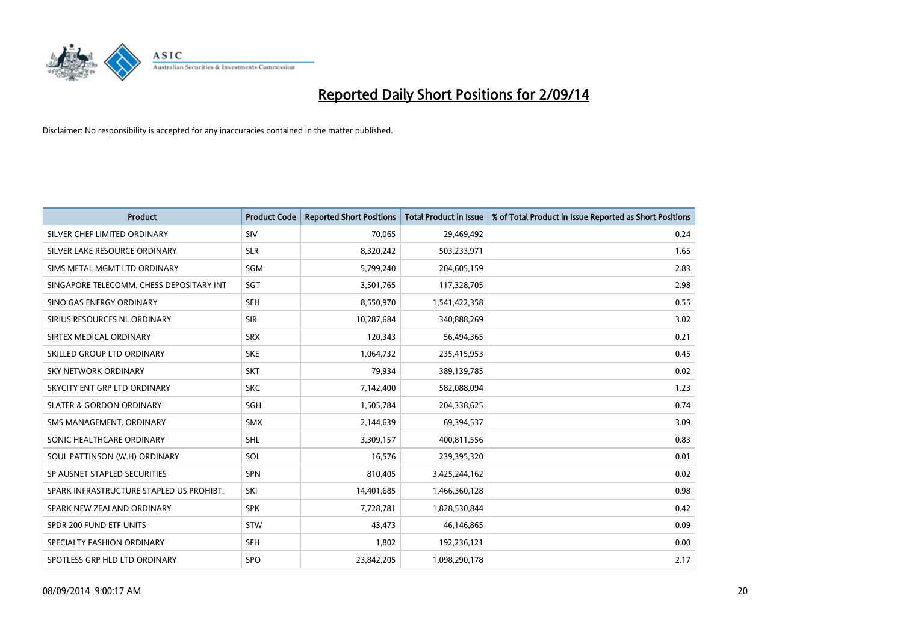# Reported Daily Short Positions for 2/09/14

Disclaimer: No responsibility is accepted for any inaccuracies contained in the matter published.

| Product | Product Code | Reported Short Positions | Total Product in Issue | % of Total Product in Issue Reported as Short Positions |
|---|---|---|---|---|
| SILVER CHEF LIMITED ORDINARY | SIV | 70,065 | 29,469,492 | 0.24 |
| SILVER LAKE RESOURCE ORDINARY | SLR | 8,320,242 | 503,233,971 | 1.65 |
| SIMS METAL MGMT LTD ORDINARY | SGM | 5,799,240 | 204,605,159 | 2.83 |
| SINGAPORE TELECOMM. CHESS DEPOSITARY INT | SGT | 3,501,765 | 117,328,705 | 2.98 |
| SINO GAS ENERGY ORDINARY | SEH | 8,550,970 | 1,541,422,358 | 0.55 |
| SIRIUS RESOURCES NL ORDINARY | SIR | 10,287,684 | 340,888,269 | 3.02 |
| SIRTEX MEDICAL ORDINARY | SRX | 120,343 | 56,494,365 | 0.21 |
| SKILLED GROUP LTD ORDINARY | SKE | 1,064,732 | 235,415,953 | 0.45 |
| SKY NETWORK ORDINARY | SKT | 79,934 | 389,139,785 | 0.02 |
| SKYCITY ENT GRP LTD ORDINARY | SKC | 7,142,400 | 582,088,094 | 1.23 |
| SLATER & GORDON ORDINARY | SGH | 1,505,784 | 204,338,625 | 0.74 |
| SMS MANAGEMENT. ORDINARY | SMX | 2,144,639 | 69,394,537 | 3.09 |
| SONIC HEALTHCARE ORDINARY | SHL | 3,309,157 | 400,811,556 | 0.83 |
| SOUL PATTINSON (W.H) ORDINARY | SOL | 16,576 | 239,395,320 | 0.01 |
| SP AUSNET STAPLED SECURITIES | SPN | 810,405 | 3,425,244,162 | 0.02 |
| SPARK INFRASTRUCTURE STAPLED US PROHIBT. | SKI | 14,401,685 | 1,466,360,128 | 0.98 |
| SPARK NEW ZEALAND ORDINARY | SPK | 7,728,781 | 1,828,530,844 | 0.42 |
| SPDR 200 FUND ETF UNITS | STW | 43,473 | 46,146,865 | 0.09 |
| SPECIALTY FASHION ORDINARY | SFH | 1,802 | 192,236,121 | 0.00 |
| SPOTLESS GRP HLD LTD ORDINARY | SPO | 23,842,205 | 1,098,290,178 | 2.17 |

08/09/2014 9:00:17 AM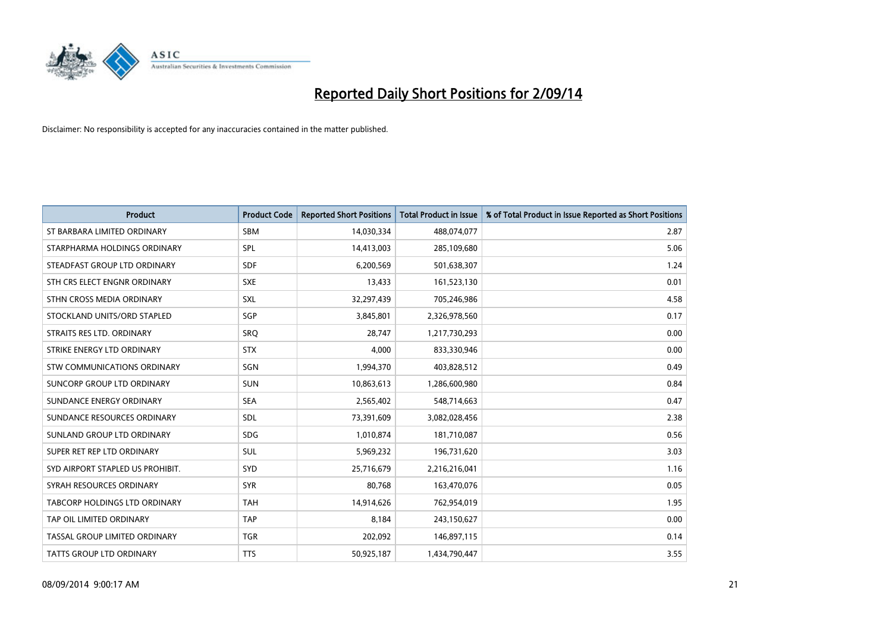# Reported Daily Short Positions for 2/09/14

Disclaimer: No responsibility is accepted for any inaccuracies contained in the matter published.

| Product | Product Code | Reported Short Positions | Total Product in Issue | % of Total Product in Issue Reported as Short Positions |
|---|---|---|---|---|
| ST BARBARA LIMITED ORDINARY | SBM | 14,030,334 | 488,074,077 | 2.87 |
| STARPHARMA HOLDINGS ORDINARY | SPL | 14,413,003 | 285,109,680 | 5.06 |
| STEADFAST GROUP LTD ORDINARY | SDF | 6,200,569 | 501,638,307 | 1.24 |
| STH CRS ELECT ENGNR ORDINARY | SXE | 13,433 | 161,523,130 | 0.01 |
| STHN CROSS MEDIA ORDINARY | SXL | 32,297,439 | 705,246,986 | 4.58 |
| STOCKLAND UNITS/ORD STAPLED | SGP | 3,845,801 | 2,326,978,560 | 0.17 |
| STRAITS RES LTD. ORDINARY | SRQ | 28,747 | 1,217,730,293 | 0.00 |
| STRIKE ENERGY LTD ORDINARY | STX | 4,000 | 833,330,946 | 0.00 |
| STW COMMUNICATIONS ORDINARY | SGN | 1,994,370 | 403,828,512 | 0.49 |
| SUNCORP GROUP LTD ORDINARY | SUN | 10,863,613 | 1,286,600,980 | 0.84 |
| SUNDANCE ENERGY ORDINARY | SEA | 2,565,402 | 548,714,663 | 0.47 |
| SUNDANCE RESOURCES ORDINARY | SDL | 73,391,609 | 3,082,028,456 | 2.38 |
| SUNLAND GROUP LTD ORDINARY | SDG | 1,010,874 | 181,710,087 | 0.56 |
| SUPER RET REP LTD ORDINARY | SUL | 5,969,232 | 196,731,620 | 3.03 |
| SYD AIRPORT STAPLED US PROHIBIT. | SYD | 25,716,679 | 2,216,216,041 | 1.16 |
| SYRAH RESOURCES ORDINARY | SYR | 80,768 | 163,470,076 | 0.05 |
| TABCORP HOLDINGS LTD ORDINARY | TAH | 14,914,626 | 762,954,019 | 1.95 |
| TAP OIL LIMITED ORDINARY | TAP | 8,184 | 243,150,627 | 0.00 |
| TASSAL GROUP LIMITED ORDINARY | TGR | 202,092 | 146,897,115 | 0.14 |
| TATTS GROUP LTD ORDINARY | TTS | 50,925,187 | 1,434,790,447 | 3.55 |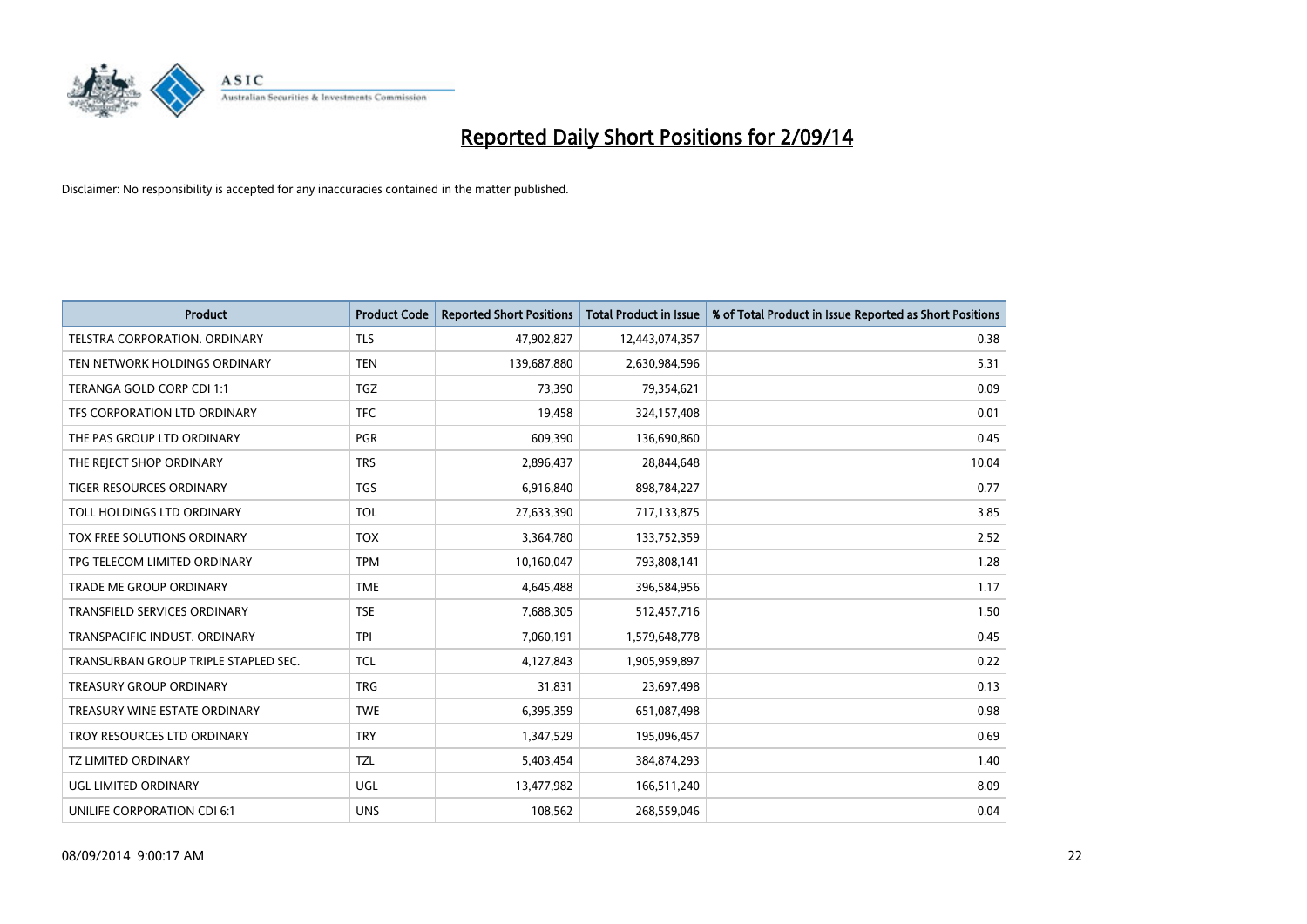# Reported Daily Short Positions for 2/09/14

Disclaimer: No responsibility is accepted for any inaccuracies contained in the matter published.

| Product | Product Code | Reported Short Positions | Total Product in Issue | % of Total Product in Issue Reported as Short Positions |
|---|---|---|---|---|
| TELSTRA CORPORATION. ORDINARY | TLS | 47,902,827 | 12,443,074,357 | 0.38 |
| TEN NETWORK HOLDINGS ORDINARY | TEN | 139,687,880 | 2,630,984,596 | 5.31 |
| TERANGA GOLD CORP CDI 1:1 | TGZ | 73,390 | 79,354,621 | 0.09 |
| TFS CORPORATION LTD ORDINARY | TFC | 19,458 | 324,157,408 | 0.01 |
| THE PAS GROUP LTD ORDINARY | PGR | 609,390 | 136,690,860 | 0.45 |
| THE REJECT SHOP ORDINARY | TRS | 2,896,437 | 28,844,648 | 10.04 |
| TIGER RESOURCES ORDINARY | TGS | 6,916,840 | 898,784,227 | 0.77 |
| TOLL HOLDINGS LTD ORDINARY | TOL | 27,633,390 | 717,133,875 | 3.85 |
| TOX FREE SOLUTIONS ORDINARY | TOX | 3,364,780 | 133,752,359 | 2.52 |
| TPG TELECOM LIMITED ORDINARY | TPM | 10,160,047 | 793,808,141 | 1.28 |
| TRADE ME GROUP ORDINARY | TME | 4,645,488 | 396,584,956 | 1.17 |
| TRANSFIELD SERVICES ORDINARY | TSE | 7,688,305 | 512,457,716 | 1.50 |
| TRANSPACIFIC INDUST. ORDINARY | TPI | 7,060,191 | 1,579,648,778 | 0.45 |
| TRANSURBAN GROUP TRIPLE STAPLED SEC. | TCL | 4,127,843 | 1,905,959,897 | 0.22 |
| TREASURY GROUP ORDINARY | TRG | 31,831 | 23,697,498 | 0.13 |
| TREASURY WINE ESTATE ORDINARY | TWE | 6,395,359 | 651,087,498 | 0.98 |
| TROY RESOURCES LTD ORDINARY | TRY | 1,347,529 | 195,096,457 | 0.69 |
| TZ LIMITED ORDINARY | TZL | 5,403,454 | 384,874,293 | 1.40 |
| UGL LIMITED ORDINARY | UGL | 13,477,982 | 166,511,240 | 8.09 |
| UNILIFE CORPORATION CDI 6:1 | UNS | 108,562 | 268,559,046 | 0.04 |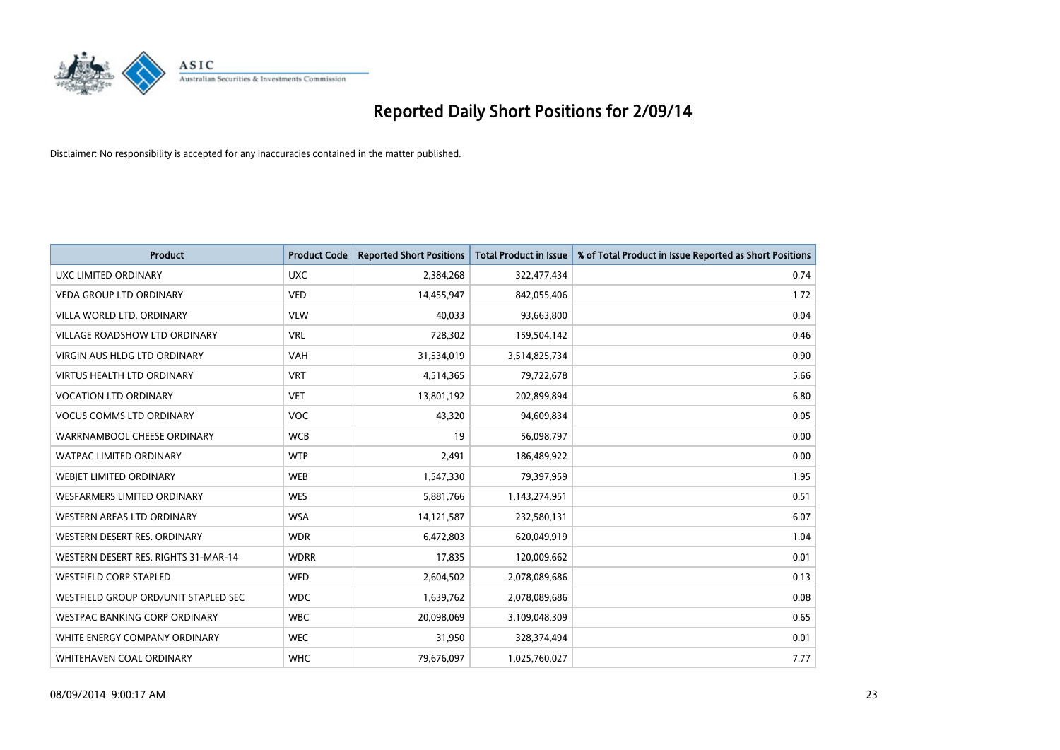# Reported Daily Short Positions for 2/09/14

Disclaimer: No responsibility is accepted for any inaccuracies contained in the matter published.

| Product | Product Code | Reported Short Positions | Total Product in Issue | % of Total Product in Issue Reported as Short Positions |
|---|---|---|---|---|
| UXC LIMITED ORDINARY | UXC | 2,384,268 | 322,477,434 | 0.74 |
| VEDA GROUP LTD ORDINARY | VED | 14,455,947 | 842,055,406 | 1.72 |
| VILLA WORLD LTD. ORDINARY | VLW | 40,033 | 93,663,800 | 0.04 |
| VILLAGE ROADSHOW LTD ORDINARY | VRL | 728,302 | 159,504,142 | 0.46 |
| VIRGIN AUS HLDG LTD ORDINARY | VAH | 31,534,019 | 3,514,825,734 | 0.90 |
| VIRTUS HEALTH LTD ORDINARY | VRT | 4,514,365 | 79,722,678 | 5.66 |
| VOCATION LTD ORDINARY | VET | 13,801,192 | 202,899,894 | 6.80 |
| VOCUS COMMS LTD ORDINARY | VOC | 43,320 | 94,609,834 | 0.05 |
| WARRNAMBOOL CHEESE ORDINARY | WCB | 19 | 56,098,797 | 0.00 |
| WATPAC LIMITED ORDINARY | WTP | 2,491 | 186,489,922 | 0.00 |
| WEBJET LIMITED ORDINARY | WEB | 1,547,330 | 79,397,959 | 1.95 |
| WESFARMERS LIMITED ORDINARY | WES | 5,881,766 | 1,143,274,951 | 0.51 |
| WESTERN AREAS LTD ORDINARY | WSA | 14,121,587 | 232,580,131 | 6.07 |
| WESTERN DESERT RES. ORDINARY | WDR | 6,472,803 | 620,049,919 | 1.04 |
| WESTERN DESERT RES. RIGHTS 31-MAR-14 | WDRR | 17,835 | 120,009,662 | 0.01 |
| WESTFIELD CORP STAPLED | WFD | 2,604,502 | 2,078,089,686 | 0.13 |
| WESTFIELD GROUP ORD/UNIT STAPLED SEC | WDC | 1,639,762 | 2,078,089,686 | 0.08 |
| WESTPAC BANKING CORP ORDINARY | WBC | 20,098,069 | 3,109,048,309 | 0.65 |
| WHITE ENERGY COMPANY ORDINARY | WEC | 31,950 | 328,374,494 | 0.01 |
| WHITEHAVEN COAL ORDINARY | WHC | 79,676,097 | 1,025,760,027 | 7.77 |

08/09/2014 9:00:17 AM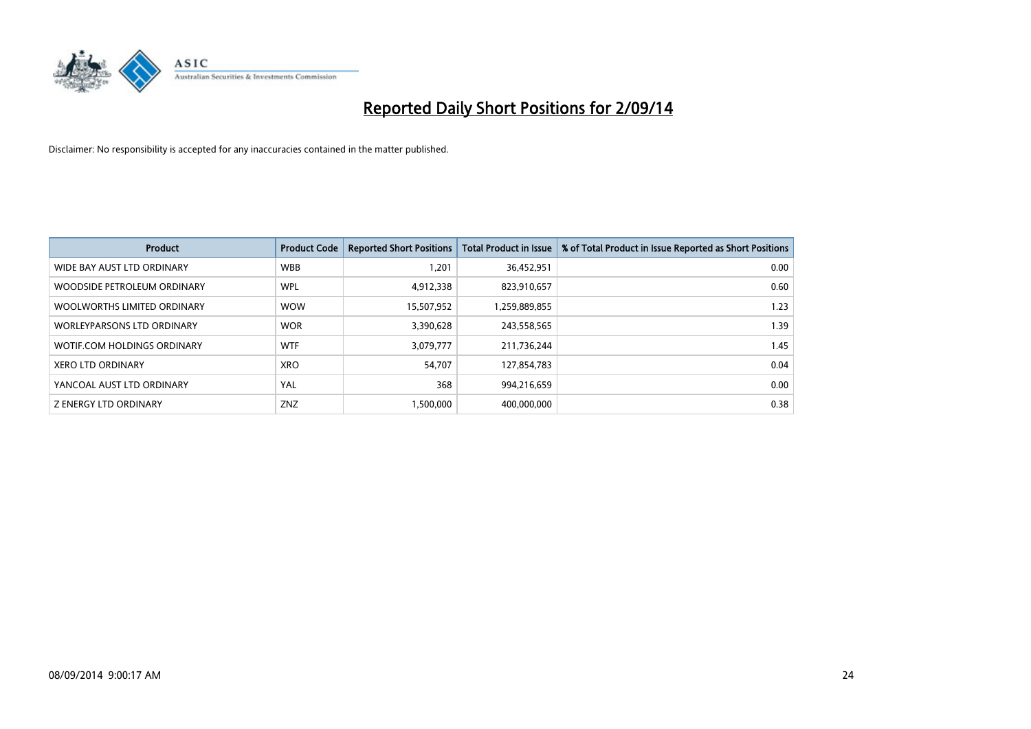# Reported Daily Short Positions for 2/09/14

Disclaimer: No responsibility is accepted for any inaccuracies contained in the matter published.

| Product | Product Code | Reported Short Positions | Total Product in Issue | % of Total Product in Issue Reported as Short Positions |
|---|---|---|---|---|
| WIDE BAY AUST LTD ORDINARY | WBB | 1,201 | 36,452,951 | 0.00 |
| WOODSIDE PETROLEUM ORDINARY | WPL | 4,912,338 | 823,910,657 | 0.60 |
| WOOLWORTHS LIMITED ORDINARY | WOW | 15,507,952 | 1,259,889,855 | 1.23 |
| WORLEYPARSONS LTD ORDINARY | WOR | 3,390,628 | 243,558,565 | 1.39 |
| WOTIF.COM HOLDINGS ORDINARY | WTF | 3,079,777 | 211,736,244 | 1.45 |
| XERO LTD ORDINARY | XRO | 54,707 | 127,854,783 | 0.04 |
| YANCOAL AUST LTD ORDINARY | YAL | 368 | 994,216,659 | 0.00 |
| Z ENERGY LTD ORDINARY | ZNZ | 1,500,000 | 400,000,000 | 0.38 |

08/09/2014 9:00:17 AM